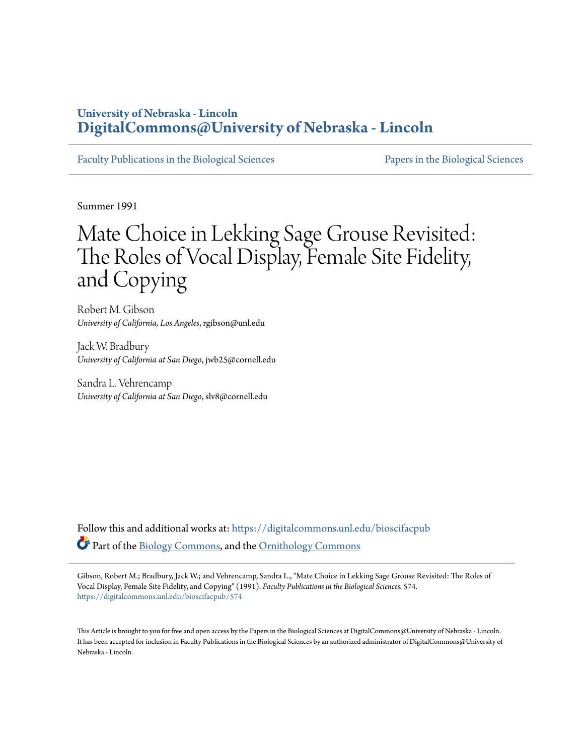University of Nebraska - Lincoln
**DigitalCommons@University of Nebraska - Lincoln**

Faculty Publications in the Biological Sciences | Papers in the Biological Sciences

Summer 1991

# Mate Choice in Lekking Sage Grouse Revisited: The Roles of Vocal Display, Female Site Fidelity, and Copying

Robert M. Gibson
*University of California, Los Angeles*, rgibson@unl.edu

Jack W. Bradbury
*University of California at San Diego*, jwb25@cornell.edu

Sandra L. Vehrencamp
*University of California at San Diego*, slv8@cornell.edu

Follow this and additional works at: https://digitalcommons.unl.edu/bioscifacpub

Part of the Biology Commons, and the Ornithology Commons

Gibson, Robert M.; Bradbury, Jack W.; and Vehrencamp, Sandra L., "Mate Choice in Lekking Sage Grouse Revisited: The Roles of Vocal Display, Female Site Fidelity, and Copying" (1991). *Faculty Publications in the Biological Sciences*. 574.
https://digitalcommons.unl.edu/bioscifacpub/574

This Article is brought to you for free and open access by the Papers in the Biological Sciences at DigitalCommons@University of Nebraska - Lincoln. It has been accepted for inclusion in Faculty Publications in the Biological Sciences by an authorized administrator of DigitalCommons@University of Nebraska - Lincoln.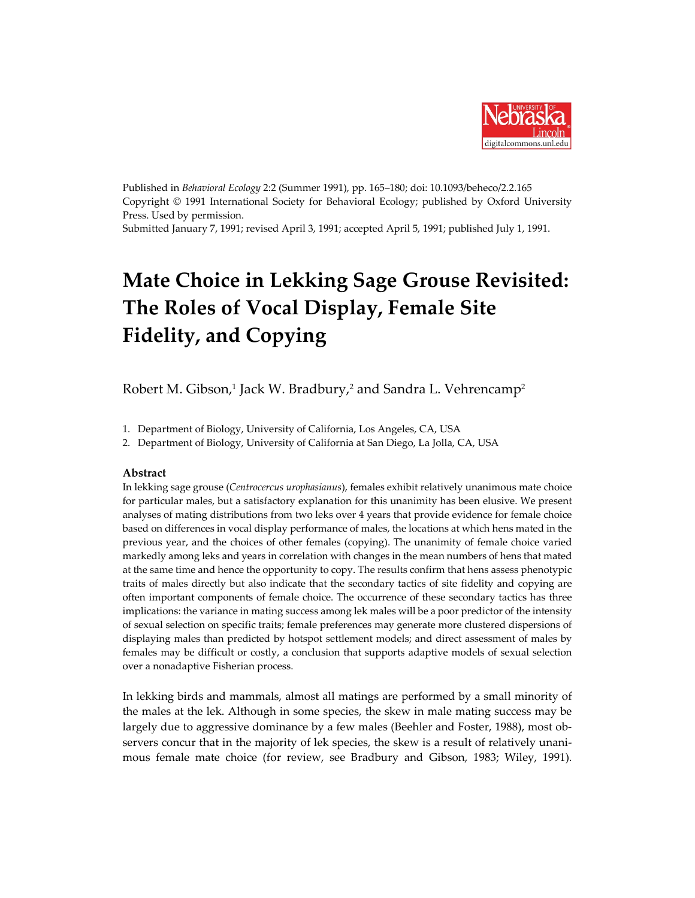Published in *Behavioral Ecology* 2:2 (Summer 1991), pp. 165–180; doi: 10.1093/beheco/2.2.165
Copyright © 1991 International Society for Behavioral Ecology; published by Oxford University Press. Used by permission.
Submitted January 7, 1991; revised April 3, 1991; accepted April 5, 1991; published July 1, 1991.

# Mate Choice in Lekking Sage Grouse Revisited: The Roles of Vocal Display, Female Site Fidelity, and Copying

Robert M. Gibson,[1] Jack W. Bradbury,[2] and Sandra L. Vehrencamp[2]

1. Department of Biology, University of California, Los Angeles, CA, USA
2. Department of Biology, University of California at San Diego, La Jolla, CA, USA

### Abstract

In lekking sage grouse (*Centrocercus urophasianus*), females exhibit relatively unanimous mate choice for particular males, but a satisfactory explanation for this unanimity has been elusive. We present analyses of mating distributions from two leks over 4 years that provide evidence for female choice based on differences in vocal display performance of males, the locations at which hens mated in the previous year, and the choices of other females (copying). The unanimity of female choice varied markedly among leks and years in correlation with changes in the mean numbers of hens that mated at the same time and hence the opportunity to copy. The results confirm that hens assess phenotypic traits of males directly but also indicate that the secondary tactics of site fidelity and copying are often important components of female choice. The occurrence of these secondary tactics has three implications: the variance in mating success among lek males will be a poor predictor of the intensity of sexual selection on specific traits; female preferences may generate more clustered dispersions of displaying males than predicted by hotspot settlement models; and direct assessment of males by females may be difficult or costly, a conclusion that supports adaptive models of sexual selection over a nonadaptive Fisherian process.

In lekking birds and mammals, almost all matings are performed by a small minority of the males at the lek. Although in some species, the skew in male mating success may be largely due to aggressive dominance by a few males (Beehler and Foster, 1988), most observers concur that in the majority of lek species, the skew is a result of relatively unanimous female mate choice (for review, see Bradbury and Gibson, 1983; Wiley, 1991).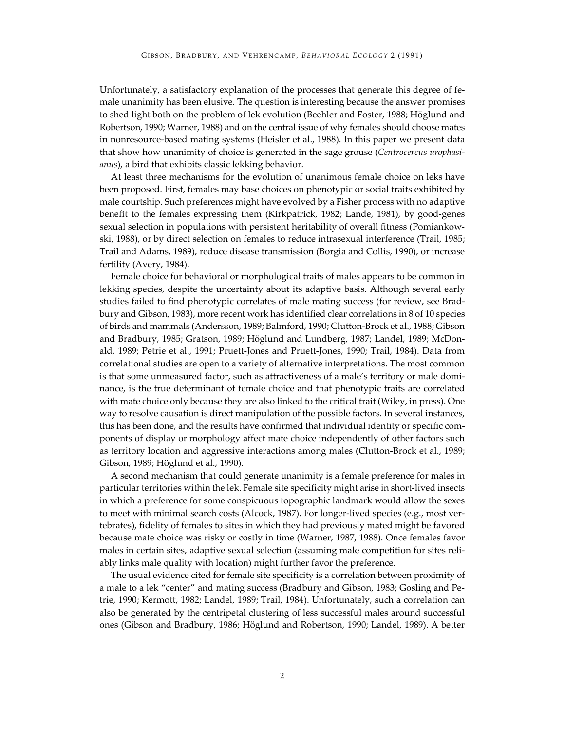Unfortunately, a satisfactory explanation of the processes that generate this degree of female unanimity has been elusive. The question is interesting because the answer promises to shed light both on the problem of lek evolution (Beehler and Foster, 1988; Höglund and Robertson, 1990; Warner, 1988) and on the central issue of why females should choose mates in nonresource-based mating systems (Heisler et al., 1988). In this paper we present data that show how unanimity of choice is generated in the sage grouse (*Centrocercus urophasianus*), a bird that exhibits classic lekking behavior.

At least three mechanisms for the evolution of unanimous female choice on leks have been proposed. First, females may base choices on phenotypic or social traits exhibited by male courtship. Such preferences might have evolved by a Fisher process with no adaptive benefit to the females expressing them (Kirkpatrick, 1982; Lande, 1981), by good-genes sexual selection in populations with persistent heritability of overall fitness (Pomiankowski, 1988), or by direct selection on females to reduce intrasexual interference (Trail, 1985; Trail and Adams, 1989), reduce disease transmission (Borgia and Collis, 1990), or increase fertility (Avery, 1984).

Female choice for behavioral or morphological traits of males appears to be common in lekking species, despite the uncertainty about its adaptive basis. Although several early studies failed to find phenotypic correlates of male mating success (for review, see Bradbury and Gibson, 1983), more recent work has identified clear correlations in 8 of 10 species of birds and mammals (Andersson, 1989; Balmford, 1990; Clutton-Brock et al., 1988; Gibson and Bradbury, 1985; Gratson, 1989; Höglund and Lundberg, 1987; Landel, 1989; McDonald, 1989; Petrie et al., 1991; Pruett-Jones and Pruett-Jones, 1990; Trail, 1984). Data from correlational studies are open to a variety of alternative interpretations. The most common is that some unmeasured factor, such as attractiveness of a male's territory or male dominance, is the true determinant of female choice and that phenotypic traits are correlated with mate choice only because they are also linked to the critical trait (Wiley, in press). One way to resolve causation is direct manipulation of the possible factors. In several instances, this has been done, and the results have confirmed that individual identity or specific components of display or morphology affect mate choice independently of other factors such as territory location and aggressive interactions among males (Clutton-Brock et al., 1989; Gibson, 1989; Höglund et al., 1990).

A second mechanism that could generate unanimity is a female preference for males in particular territories within the lek. Female site specificity might arise in short-lived insects in which a preference for some conspicuous topographic landmark would allow the sexes to meet with minimal search costs (Alcock, 1987). For longer-lived species (e.g., most vertebrates), fidelity of females to sites in which they had previously mated might be favored because mate choice was risky or costly in time (Warner, 1987, 1988). Once females favor males in certain sites, adaptive sexual selection (assuming male competition for sites reliably links male quality with location) might further favor the preference.

The usual evidence cited for female site specificity is a correlation between proximity of a male to a lek "center" and mating success (Bradbury and Gibson, 1983; Gosling and Petrie, 1990; Kermott, 1982; Landel, 1989; Trail, 1984). Unfortunately, such a correlation can also be generated by the centripetal clustering of less successful males around successful ones (Gibson and Bradbury, 1986; Höglund and Robertson, 1990; Landel, 1989). A better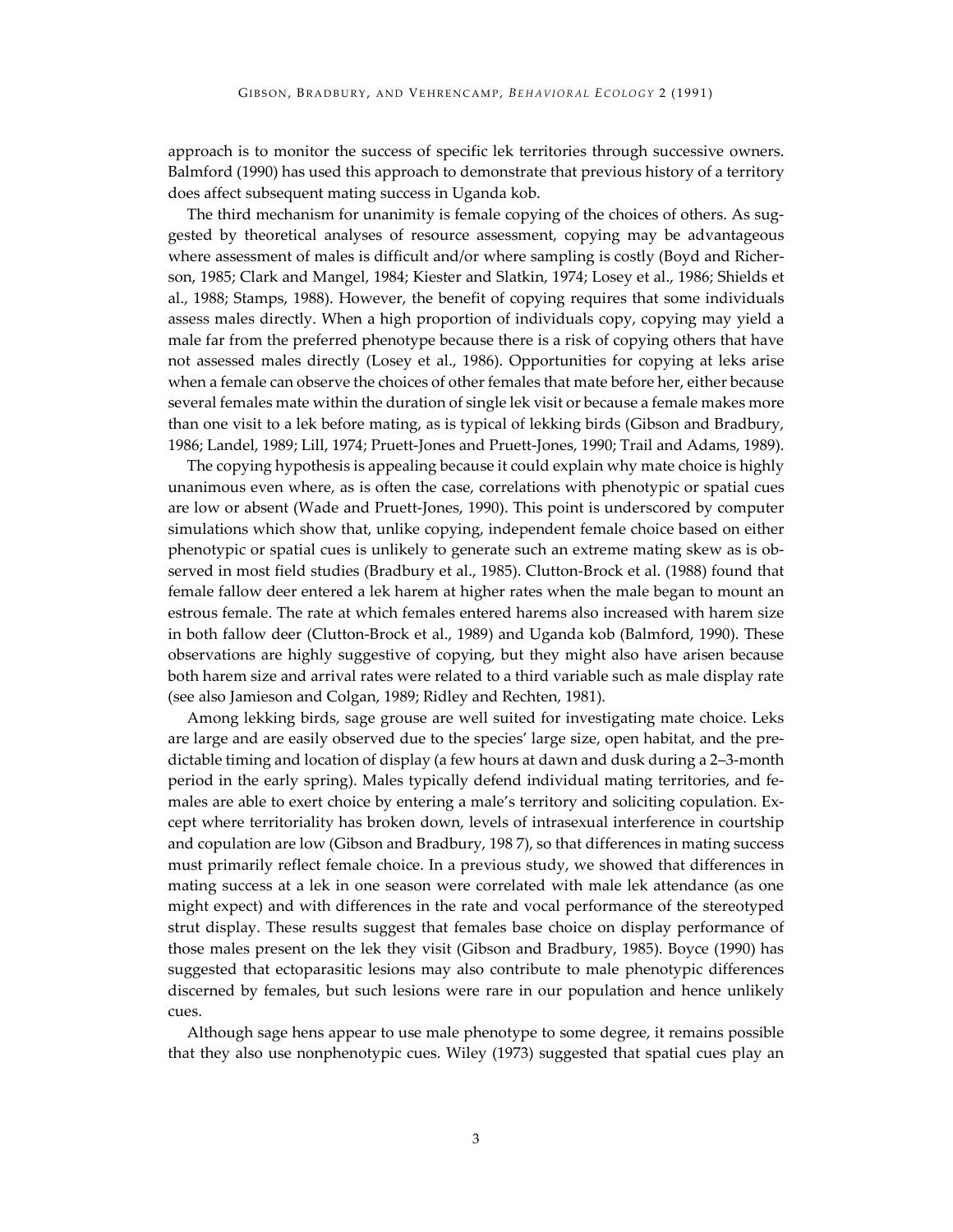approach is to monitor the success of specific lek territories through successive owners. Balmford (1990) has used this approach to demonstrate that previous history of a territory does affect subsequent mating success in Uganda kob.

The third mechanism for unanimity is female copying of the choices of others. As suggested by theoretical analyses of resource assessment, copying may be advantageous where assessment of males is difficult and/or where sampling is costly (Boyd and Richerson, 1985; Clark and Mangel, 1984; Kiester and Slatkin, 1974; Losey et al., 1986; Shields et al., 1988; Stamps, 1988). However, the benefit of copying requires that some individuals assess males directly. When a high proportion of individuals copy, copying may yield a male far from the preferred phenotype because there is a risk of copying others that have not assessed males directly (Losey et al., 1986). Opportunities for copying at leks arise when a female can observe the choices of other females that mate before her, either because several females mate within the duration of single lek visit or because a female makes more than one visit to a lek before mating, as is typical of lekking birds (Gibson and Bradbury, 1986; Landel, 1989; Lill, 1974; Pruett-Jones and Pruett-Jones, 1990; Trail and Adams, 1989).

The copying hypothesis is appealing because it could explain why mate choice is highly unanimous even where, as is often the case, correlations with phenotypic or spatial cues are low or absent (Wade and Pruett-Jones, 1990). This point is underscored by computer simulations which show that, unlike copying, independent female choice based on either phenotypic or spatial cues is unlikely to generate such an extreme mating skew as is observed in most field studies (Bradbury et al., 1985). Clutton-Brock et al. (1988) found that female fallow deer entered a lek harem at higher rates when the male began to mount an estrous female. The rate at which females entered harems also increased with harem size in both fallow deer (Clutton-Brock et al., 1989) and Uganda kob (Balmford, 1990). These observations are highly suggestive of copying, but they might also have arisen because both harem size and arrival rates were related to a third variable such as male display rate (see also Jamieson and Colgan, 1989; Ridley and Rechten, 1981).

Among lekking birds, sage grouse are well suited for investigating mate choice. Leks are large and are easily observed due to the species' large size, open habitat, and the predictable timing and location of display (a few hours at dawn and dusk during a 2–3-month period in the early spring). Males typically defend individual mating territories, and females are able to exert choice by entering a male's territory and soliciting copulation. Except where territoriality has broken down, levels of intrasexual interference in courtship and copulation are low (Gibson and Bradbury, 198 7), so that differences in mating success must primarily reflect female choice. In a previous study, we showed that differences in mating success at a lek in one season were correlated with male lek attendance (as one might expect) and with differences in the rate and vocal performance of the stereotyped strut display. These results suggest that females base choice on display performance of those males present on the lek they visit (Gibson and Bradbury, 1985). Boyce (1990) has suggested that ectoparasitic lesions may also contribute to male phenotypic differences discerned by females, but such lesions were rare in our population and hence unlikely cues.

Although sage hens appear to use male phenotype to some degree, it remains possible that they also use nonphenotypic cues. Wiley (1973) suggested that spatial cues play an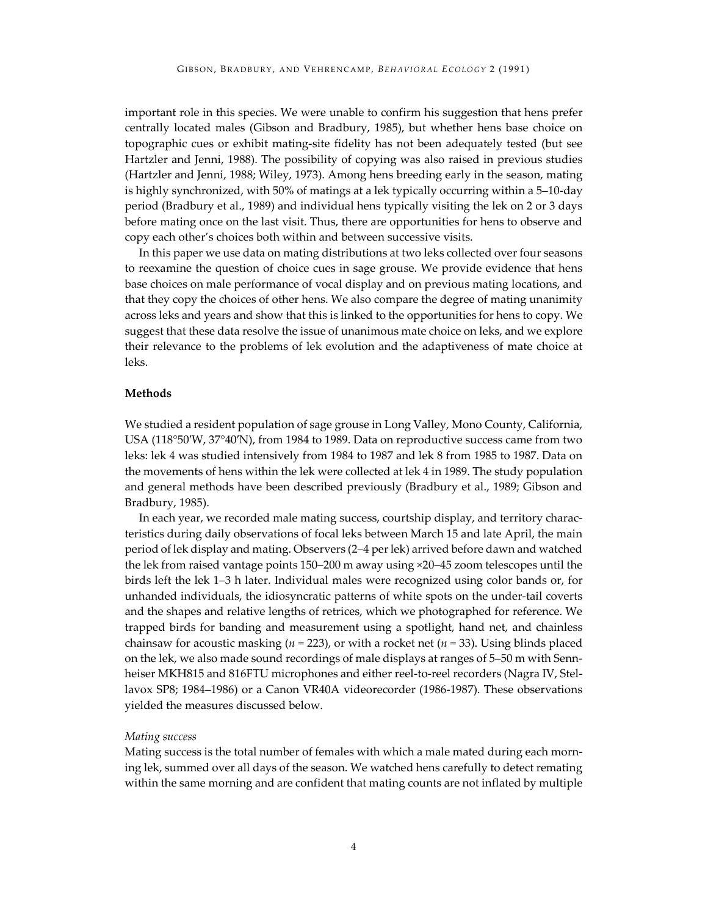important role in this species. We were unable to confirm his suggestion that hens prefer centrally located males (Gibson and Bradbury, 1985), but whether hens base choice on topographic cues or exhibit mating-site fidelity has not been adequately tested (but see Hartzler and Jenni, 1988). The possibility of copying was also raised in previous studies (Hartzler and Jenni, 1988; Wiley, 1973). Among hens breeding early in the season, mating is highly synchronized, with 50% of matings at a lek typically occurring within a 5–10-day period (Bradbury et al., 1989) and individual hens typically visiting the lek on 2 or 3 days before mating once on the last visit. Thus, there are opportunities for hens to observe and copy each other's choices both within and between successive visits.

In this paper we use data on mating distributions at two leks collected over four seasons to reexamine the question of choice cues in sage grouse. We provide evidence that hens base choices on male performance of vocal display and on previous mating locations, and that they copy the choices of other hens. We also compare the degree of mating unanimity across leks and years and show that this is linked to the opportunities for hens to copy. We suggest that these data resolve the issue of unanimous mate choice on leks, and we explore their relevance to the problems of lek evolution and the adaptiveness of mate choice at leks.

## Methods

We studied a resident population of sage grouse in Long Valley, Mono County, California, USA (118°50′W, 37°40′N), from 1984 to 1989. Data on reproductive success came from two leks: lek 4 was studied intensively from 1984 to 1987 and lek 8 from 1985 to 1987. Data on the movements of hens within the lek were collected at lek 4 in 1989. The study population and general methods have been described previously (Bradbury et al., 1989; Gibson and Bradbury, 1985).

In each year, we recorded male mating success, courtship display, and territory characteristics during daily observations of focal leks between March 15 and late April, the main period of lek display and mating. Observers (2–4 per lek) arrived before dawn and watched the lek from raised vantage points 150–200 m away using ×20–45 zoom telescopes until the birds left the lek 1–3 h later. Individual males were recognized using color bands or, for unbanded individuals, the idiosyncratic patterns of white spots on the under-tail coverts and the shapes and relative lengths of retrices, which we photographed for reference. We trapped birds for banding and measurement using a spotlight, hand net, and chainless chainsaw for acoustic masking ($n$ = 223), or with a rocket net ($n$ = 33). Using blinds placed on the lek, we also made sound recordings of male displays at ranges of 5–50 m with Sennheiser MKH815 and 816FTU microphones and either reel-to-reel recorders (Nagra IV, Stellavox SP8; 1984–1986) or a Canon VR40A videorecorder (1986-1987). These observations yielded the measures discussed below.

### *Mating success*

Mating success is the total number of females with which a male mated during each morning lek, summed over all days of the season. We watched hens carefully to detect remating within the same morning and are confident that mating counts are not inflated by multiple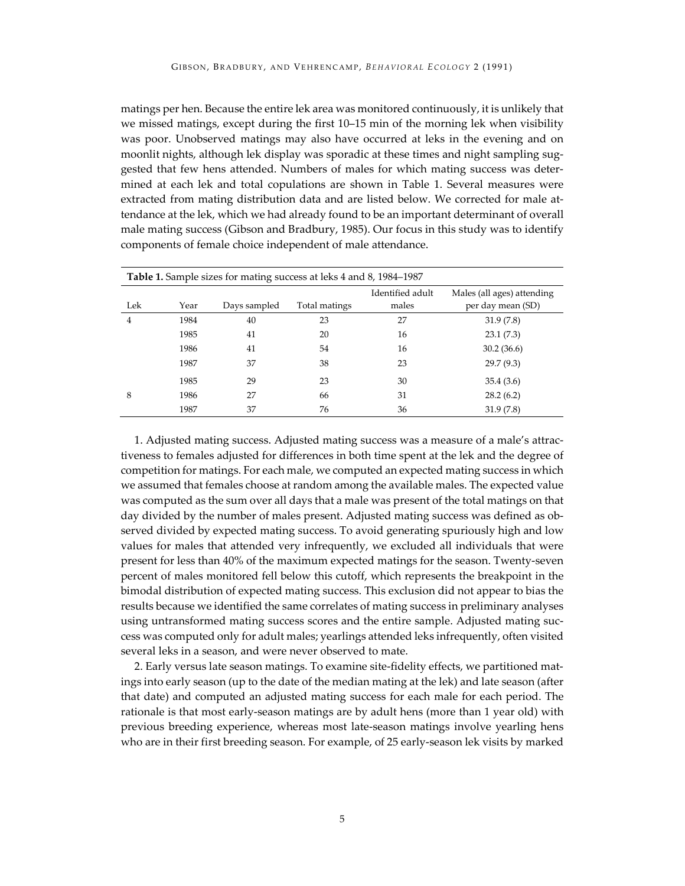matings per hen. Because the entire lek area was monitored continuously, it is unlikely that we missed matings, except during the first 10–15 min of the morning lek when visibility was poor. Unobserved matings may also have occurred at leks in the evening and on moonlit nights, although lek display was sporadic at these times and night sampling suggested that few hens attended. Numbers of males for which mating success was determined at each lek and total copulations are shown in Table 1. Several measures were extracted from mating distribution data and are listed below. We corrected for male attendance at the lek, which we had already found to be an important determinant of overall male mating success (Gibson and Bradbury, 1985). Our focus in this study was to identify components of female choice independent of male attendance.

**Table 1.** Sample sizes for mating success at leks 4 and 8, 1984–1987

| Lek | Year | Days sampled | Total matings | Identified adult males | Males (all ages) attending per day mean (SD) |
|---|---|---|---|---|---|
| 4 | 1984 | 40 | 23 | 27 | 31.9 (7.8) |
| | 1985 | 41 | 20 | 16 | 23.1 (7.3) |
| | 1986 | 41 | 54 | 16 | 30.2 (36.6) |
| | 1987 | 37 | 38 | 23 | 29.7 (9.3) |
| | 1985 | 29 | 23 | 30 | 35.4 (3.6) |
| 8 | 1986 | 27 | 66 | 31 | 28.2 (6.2) |
| | 1987 | 37 | 76 | 36 | 31.9 (7.8) |

1. Adjusted mating success. Adjusted mating success was a measure of a male's attractiveness to females adjusted for differences in both time spent at the lek and the degree of competition for matings. For each male, we computed an expected mating success in which we assumed that females choose at random among the available males. The expected value was computed as the sum over all days that a male was present of the total matings on that day divided by the number of males present. Adjusted mating success was defined as observed divided by expected mating success. To avoid generating spuriously high and low values for males that attended very infrequently, we excluded all individuals that were present for less than 40% of the maximum expected matings for the season. Twenty-seven percent of males monitored fell below this cutoff, which represents the breakpoint in the bimodal distribution of expected mating success. This exclusion did not appear to bias the results because we identified the same correlates of mating success in preliminary analyses using untransformed mating success scores and the entire sample. Adjusted mating success was computed only for adult males; yearlings attended leks infrequently, often visited several leks in a season, and were never observed to mate.

2. Early versus late season matings. To examine site-fidelity effects, we partitioned matings into early season (up to the date of the median mating at the lek) and late season (after that date) and computed an adjusted mating success for each male for each period. The rationale is that most early-season matings are by adult hens (more than 1 year old) with previous breeding experience, whereas most late-season matings involve yearling hens who are in their first breeding season. For example, of 25 early-season lek visits by marked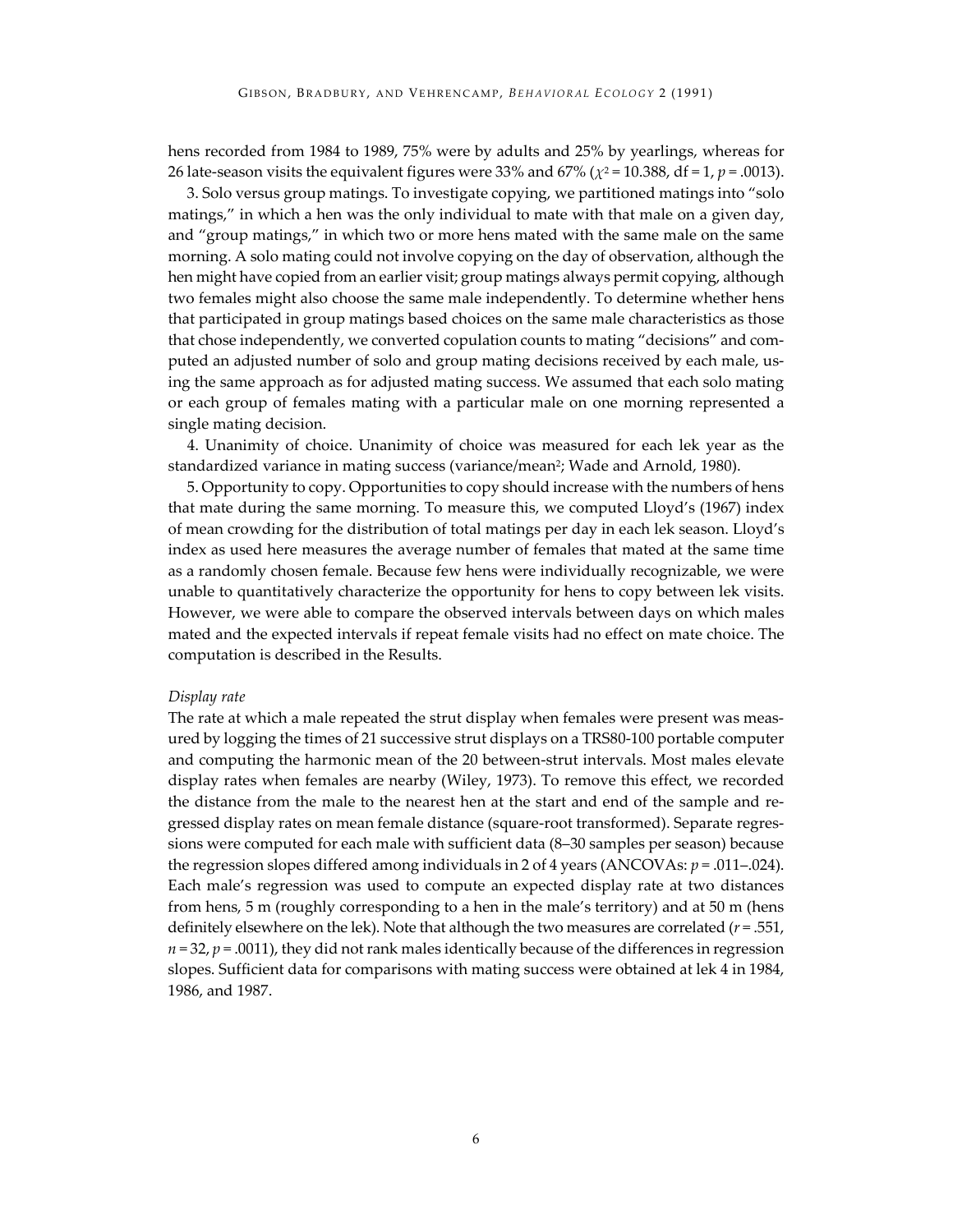hens recorded from 1984 to 1989, 75% were by adults and 25% by yearlings, whereas for 26 late-season visits the equivalent figures were 33% and 67% ($\chi^2 = 10.388$, df = 1, $p = .0013$).

3. Solo versus group matings. To investigate copying, we partitioned matings into "solo matings," in which a hen was the only individual to mate with that male on a given day, and "group matings," in which two or more hens mated with the same male on the same morning. A solo mating could not involve copying on the day of observation, although the hen might have copied from an earlier visit; group matings always permit copying, although two females might also choose the same male independently. To determine whether hens that participated in group matings based choices on the same male characteristics as those that chose independently, we converted copulation counts to mating "decisions" and computed an adjusted number of solo and group mating decisions received by each male, using the same approach as for adjusted mating success. We assumed that each solo mating or each group of females mating with a particular male on one morning represented a single mating decision.

4. Unanimity of choice. Unanimity of choice was measured for each lek year as the standardized variance in mating success (variance/mean$^2$; Wade and Arnold, 1980).

5. Opportunity to copy. Opportunities to copy should increase with the numbers of hens that mate during the same morning. To measure this, we computed Lloyd's (1967) index of mean crowding for the distribution of total matings per day in each lek season. Lloyd's index as used here measures the average number of females that mated at the same time as a randomly chosen female. Because few hens were individually recognizable, we were unable to quantitatively characterize the opportunity for hens to copy between lek visits. However, we were able to compare the observed intervals between days on which males mated and the expected intervals if repeat female visits had no effect on mate choice. The computation is described in the Results.

*Display rate*

The rate at which a male repeated the strut display when females were present was measured by logging the times of 21 successive strut displays on a TRS80-100 portable computer and computing the harmonic mean of the 20 between-strut intervals. Most males elevate display rates when females are nearby (Wiley, 1973). To remove this effect, we recorded the distance from the male to the nearest hen at the start and end of the sample and regressed display rates on mean female distance (square-root transformed). Separate regressions were computed for each male with sufficient data (8–30 samples per season) because the regression slopes differed among individuals in 2 of 4 years (ANCOVAs: $p = .011$–$.024$). Each male's regression was used to compute an expected display rate at two distances from hens, 5 m (roughly corresponding to a hen in the male's territory) and at 50 m (hens definitely elsewhere on the lek). Note that although the two measures are correlated ($r = .551$, $n = 32$, $p = .0011$), they did not rank males identically because of the differences in regression slopes. Sufficient data for comparisons with mating success were obtained at lek 4 in 1984, 1986, and 1987.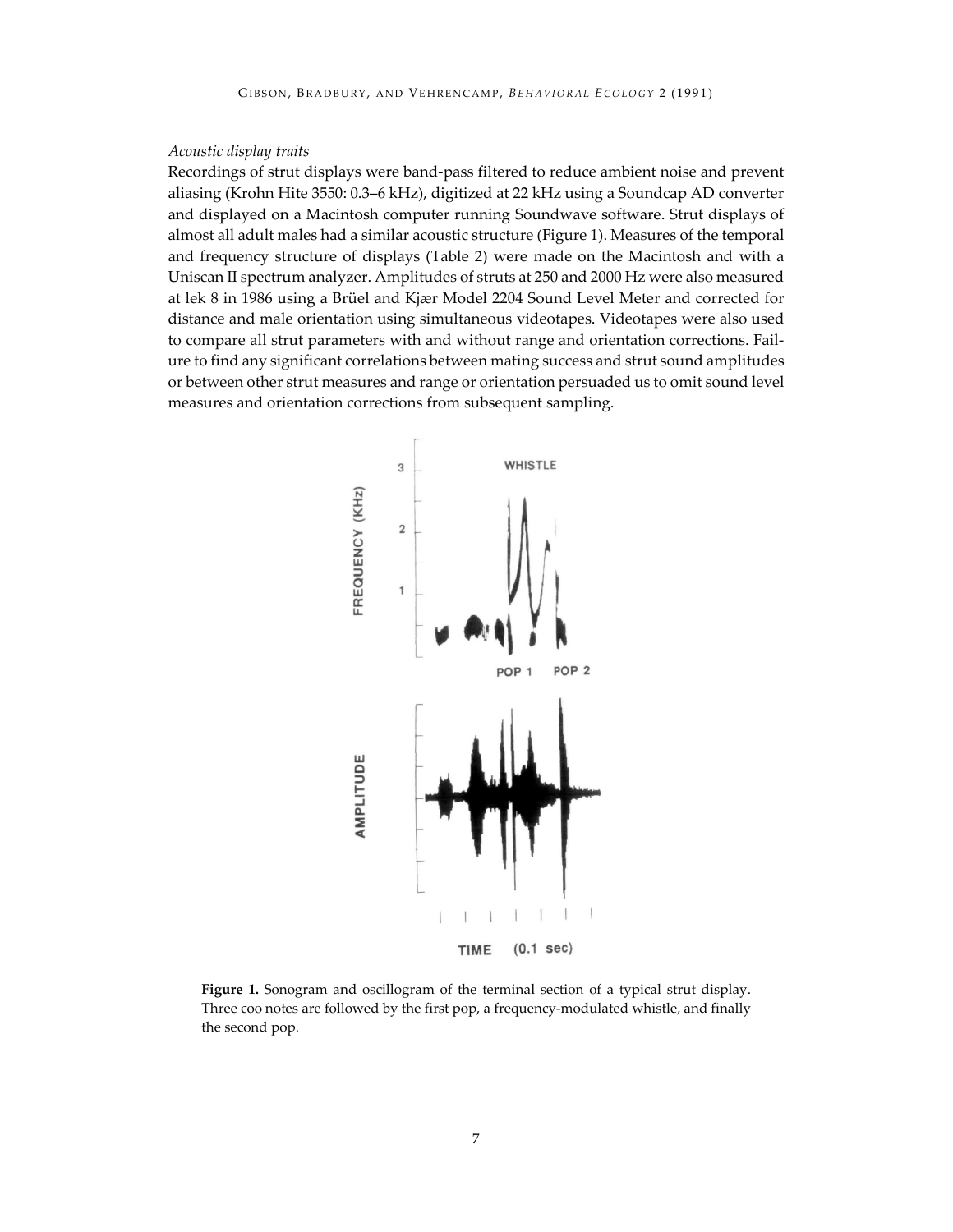*Acoustic display traits*

Recordings of strut displays were band-pass filtered to reduce ambient noise and prevent aliasing (Krohn Hite 3550: 0.3–6 kHz), digitized at 22 kHz using a Soundcap AD converter and displayed on a Macintosh computer running Soundwave software. Strut displays of almost all adult males had a similar acoustic structure (Figure 1). Measures of the temporal and frequency structure of displays (Table 2) were made on the Macintosh and with a Uniscan II spectrum analyzer. Amplitudes of struts at 250 and 2000 Hz were also measured at lek 8 in 1986 using a Brüel and Kjær Model 2204 Sound Level Meter and corrected for distance and male orientation using simultaneous videotapes. Videotapes were also used to compare all strut parameters with and without range and orientation corrections. Failure to find any significant correlations between mating success and strut sound amplitudes or between other strut measures and range or orientation persuaded us to omit sound level measures and orientation corrections from subsequent sampling.

**Figure 1.** Sonogram and oscillogram of the terminal section of a typical strut display. Three coo notes are followed by the first pop, a frequency-modulated whistle, and finally the second pop.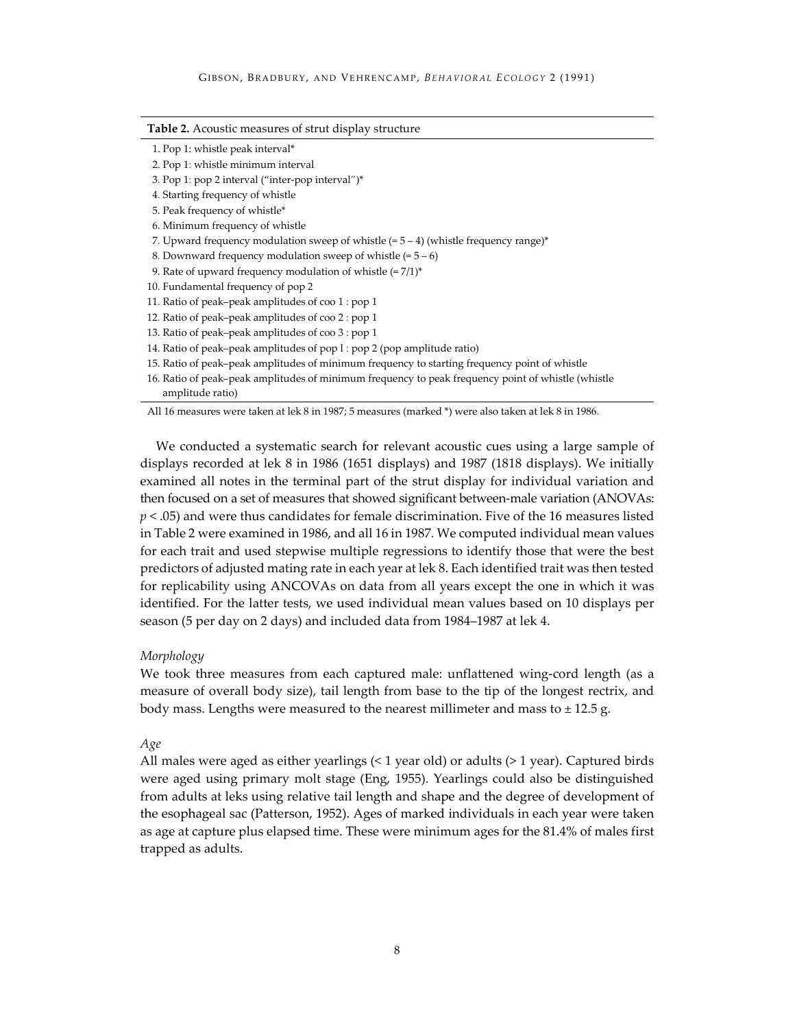**Table 2.** Acoustic measures of strut display structure

| |
|---|
| 1. Pop 1: whistle peak interval* |
| 2. Pop 1: whistle minimum interval |
| 3. Pop 1: pop 2 interval ("inter-pop interval")* |
| 4. Starting frequency of whistle |
| 5. Peak frequency of whistle* |
| 6. Minimum frequency of whistle |
| 7. Upward frequency modulation sweep of whistle (= 5 – 4) (whistle frequency range)* |
| 8. Downward frequency modulation sweep of whistle (= 5 – 6) |
| 9. Rate of upward frequency modulation of whistle (= 7/1)* |
| 10. Fundamental frequency of pop 2 |
| 11. Ratio of peak–peak amplitudes of coo 1 : pop 1 |
| 12. Ratio of peak–peak amplitudes of coo 2 : pop 1 |
| 13. Ratio of peak–peak amplitudes of coo 3 : pop 1 |
| 14. Ratio of peak–peak amplitudes of pop l : pop 2 (pop amplitude ratio) |
| 15. Ratio of peak–peak amplitudes of minimum frequency to starting frequency point of whistle |
| 16. Ratio of peak–peak amplitudes of minimum frequency to peak frequency point of whistle (whistle amplitude ratio) |

All 16 measures were taken at lek 8 in 1987; 5 measures (marked *) were also taken at lek 8 in 1986.

We conducted a systematic search for relevant acoustic cues using a large sample of displays recorded at lek 8 in 1986 (1651 displays) and 1987 (1818 displays). We initially examined all notes in the terminal part of the strut display for individual variation and then focused on a set of measures that showed significant between-male variation (ANOVAs: $p < .05$) and were thus candidates for female discrimination. Five of the 16 measures listed in Table 2 were examined in 1986, and all 16 in 1987. We computed individual mean values for each trait and used stepwise multiple regressions to identify those that were the best predictors of adjusted mating rate in each year at lek 8. Each identified trait was then tested for replicability using ANCOVAs on data from all years except the one in which it was identified. For the latter tests, we used individual mean values based on 10 displays per season (5 per day on 2 days) and included data from 1984–1987 at lek 4.

*Morphology*

We took three measures from each captured male: unflattened wing-cord length (as a measure of overall body size), tail length from base to the tip of the longest rectrix, and body mass. Lengths were measured to the nearest millimeter and mass to ± 12.5 g.

*Age*

All males were aged as either yearlings (< 1 year old) or adults (> 1 year). Captured birds were aged using primary molt stage (Eng, 1955). Yearlings could also be distinguished from adults at leks using relative tail length and shape and the degree of development of the esophageal sac (Patterson, 1952). Ages of marked individuals in each year were taken as age at capture plus elapsed time. These were minimum ages for the 81.4% of males first trapped as adults.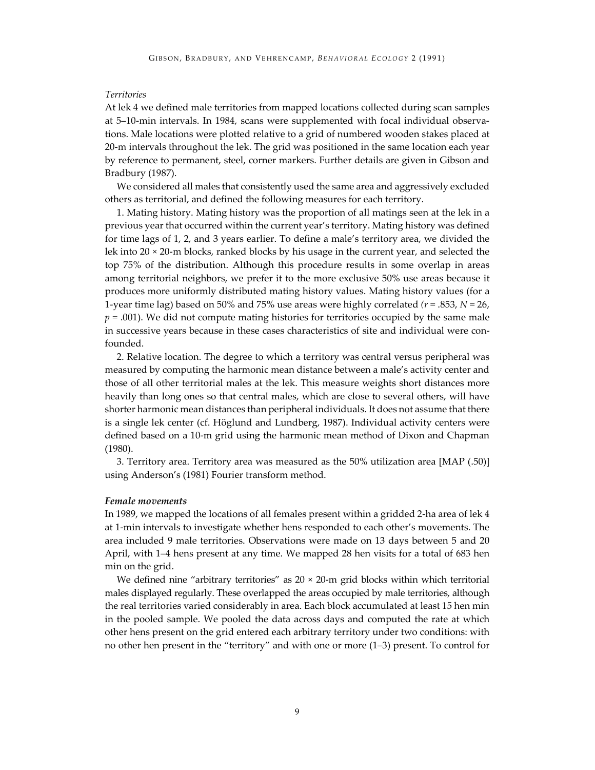*Territories*

At lek 4 we defined male territories from mapped locations collected during scan samples at 5–10-min intervals. In 1984, scans were supplemented with focal individual observations. Male locations were plotted relative to a grid of numbered wooden stakes placed at 20-m intervals throughout the lek. The grid was positioned in the same location each year by reference to permanent, steel, corner markers. Further details are given in Gibson and Bradbury (1987).

We considered all males that consistently used the same area and aggressively excluded others as territorial, and defined the following measures for each territory.

1. Mating history. Mating history was the proportion of all matings seen at the lek in a previous year that occurred within the current year's territory. Mating history was defined for time lags of 1, 2, and 3 years earlier. To define a male's territory area, we divided the lek into 20 × 20-m blocks, ranked blocks by his usage in the current year, and selected the top 75% of the distribution. Although this procedure results in some overlap in areas among territorial neighbors, we prefer it to the more exclusive 50% use areas because it produces more uniformly distributed mating history values. Mating history values (for a 1-year time lag) based on 50% and 75% use areas were highly correlated ($r = .853$, $N = 26$, $p = .001$). We did not compute mating histories for territories occupied by the same male in successive years because in these cases characteristics of site and individual were confounded.

2. Relative location. The degree to which a territory was central versus peripheral was measured by computing the harmonic mean distance between a male's activity center and those of all other territorial males at the lek. This measure weights short distances more heavily than long ones so that central males, which are close to several others, will have shorter harmonic mean distances than peripheral individuals. It does not assume that there is a single lek center (cf. Höglund and Lundberg, 1987). Individual activity centers were defined based on a 10-m grid using the harmonic mean method of Dixon and Chapman (1980).

3. Territory area. Territory area was measured as the 50% utilization area [MAP (.50)] using Anderson's (1981) Fourier transform method.

***Female movements***

In 1989, we mapped the locations of all females present within a gridded 2-ha area of lek 4 at 1-min intervals to investigate whether hens responded to each other's movements. The area included 9 male territories. Observations were made on 13 days between 5 and 20 April, with 1–4 hens present at any time. We mapped 28 hen visits for a total of 683 hen min on the grid.

We defined nine "arbitrary territories" as 20 × 20-m grid blocks within which territorial males displayed regularly. These overlapped the areas occupied by male territories, although the real territories varied considerably in area. Each block accumulated at least 15 hen min in the pooled sample. We pooled the data across days and computed the rate at which other hens present on the grid entered each arbitrary territory under two conditions: with no other hen present in the "territory" and with one or more (1–3) present. To control for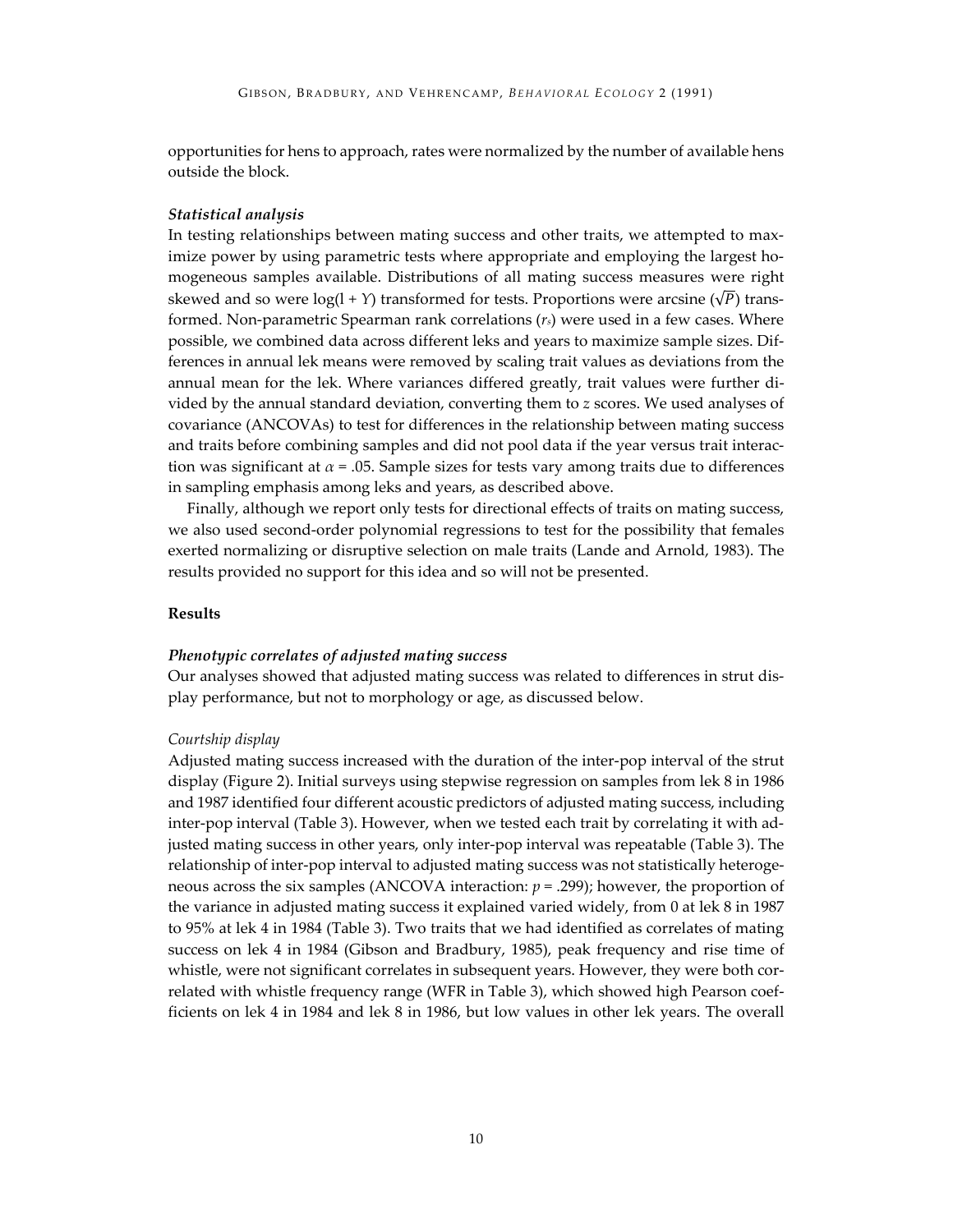opportunities for hens to approach, rates were normalized by the number of available hens outside the block.

### *Statistical analysis*

In testing relationships between mating success and other traits, we attempted to maximize power by using parametric tests where appropriate and employing the largest homogeneous samples available. Distributions of all mating success measures were right skewed and so were $\log(1 + Y)$ transformed for tests. Proportions were arcsine ($\sqrt{P}$) transformed. Non-parametric Spearman rank correlations ($r_s$) were used in a few cases. Where possible, we combined data across different leks and years to maximize sample sizes. Differences in annual lek means were removed by scaling trait values as deviations from the annual mean for the lek. Where variances differed greatly, trait values were further divided by the annual standard deviation, converting them to $z$ scores. We used analyses of covariance (ANCOVAs) to test for differences in the relationship between mating success and traits before combining samples and did not pool data if the year versus trait interaction was significant at $\alpha = .05$. Sample sizes for tests vary among traits due to differences in sampling emphasis among leks and years, as described above.

Finally, although we report only tests for directional effects of traits on mating success, we also used second-order polynomial regressions to test for the possibility that females exerted normalizing or disruptive selection on male traits (Lande and Arnold, 1983). The results provided no support for this idea and so will not be presented.

## Results

### *Phenotypic correlates of adjusted mating success*

Our analyses showed that adjusted mating success was related to differences in strut display performance, but not to morphology or age, as discussed below.

#### *Courtship display*

Adjusted mating success increased with the duration of the inter-pop interval of the strut display (Figure 2). Initial surveys using stepwise regression on samples from lek 8 in 1986 and 1987 identified four different acoustic predictors of adjusted mating success, including inter-pop interval (Table 3). However, when we tested each trait by correlating it with adjusted mating success in other years, only inter-pop interval was repeatable (Table 3). The relationship of inter-pop interval to adjusted mating success was not statistically heterogeneous across the six samples (ANCOVA interaction: $p = .299$); however, the proportion of the variance in adjusted mating success it explained varied widely, from 0 at lek 8 in 1987 to 95% at lek 4 in 1984 (Table 3). Two traits that we had identified as correlates of mating success on lek 4 in 1984 (Gibson and Bradbury, 1985), peak frequency and rise time of whistle, were not significant correlates in subsequent years. However, they were both correlated with whistle frequency range (WFR in Table 3), which showed high Pearson coefficients on lek 4 in 1984 and lek 8 in 1986, but low values in other lek years. The overall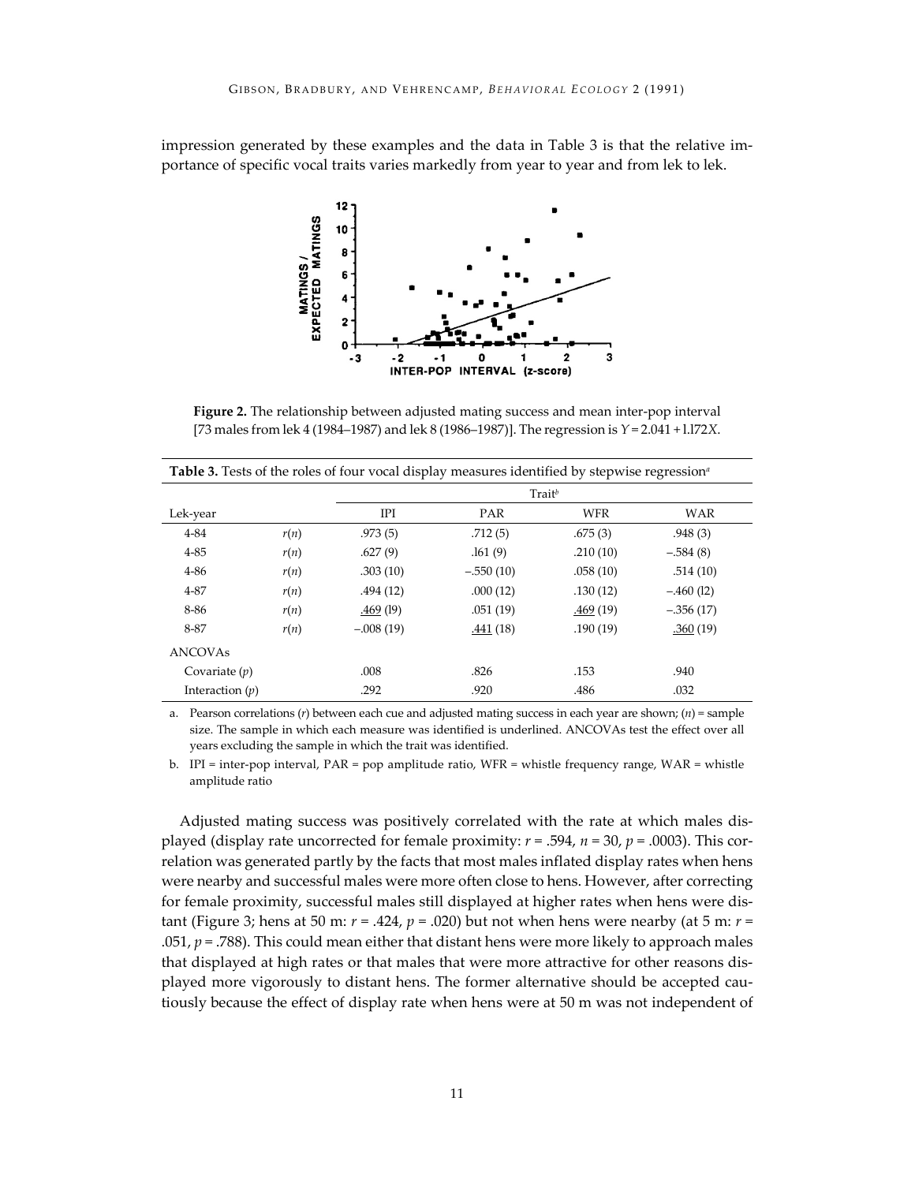impression generated by these examples and the data in Table 3 is that the relative importance of specific vocal traits varies markedly from year to year and from lek to lek.

**Figure 2.** The relationship between adjusted mating success and mean inter-pop interval [73 males from lek 4 (1984–1987) and lek 8 (1986–1987)]. The regression is $Y = 2.041 + 1.172X$.

**Table 3.** Tests of the roles of four vocal display measures identified by stepwise regression[a]

| Lek-year | | Trait[b] IPI | PAR | WFR | WAR |
|---|---|---|---|---|---|
| 4-84 | $r(n)$ | .973 (5) | .712 (5) | .675 (3) | .948 (3) |
| 4-85 | $r(n)$ | .627 (9) | .161 (9) | .210 (10) | −.584 (8) |
| 4-86 | $r(n)$ | .303 (10) | −.550 (10) | .058 (10) | .514 (10) |
| 4-87 | $r(n)$ | .494 (12) | .000 (12) | .130 (12) | −.460 (12) |
| 8-86 | $r(n)$ | <u>.469</u> (19) | .051 (19) | <u>.469</u> (19) | −.356 (17) |
| 8-87 | $r(n)$ | −.008 (19) | <u>.441</u> (18) | .190 (19) | <u>.360</u> (19) |
| ANCOVAs | | | | | |
| Covariate ($p$) | | .008 | .826 | .153 | .940 |
| Interaction ($p$) | | .292 | .920 | .486 | .032 |

a. Pearson correlations ($r$) between each cue and adjusted mating success in each year are shown; ($n$) = sample size. The sample in which each measure was identified is underlined. ANCOVAs test the effect over all years excluding the sample in which the trait was identified.

b. IPI = inter-pop interval, PAR = pop amplitude ratio, WFR = whistle frequency range, WAR = whistle amplitude ratio

Adjusted mating success was positively correlated with the rate at which males displayed (display rate uncorrected for female proximity: $r = .594$, $n = 30$, $p = .0003$). This correlation was generated partly by the facts that most males inflated display rates when hens were nearby and successful males were more often close to hens. However, after correcting for female proximity, successful males still displayed at higher rates when hens were distant (Figure 3; hens at 50 m: $r = .424$, $p = .020$) but not when hens were nearby (at 5 m: $r = .051$, $p = .788$). This could mean either that distant hens were more likely to approach males that displayed at high rates or that males that were more attractive for other reasons displayed more vigorously to distant hens. The former alternative should be accepted cautiously because the effect of display rate when hens were at 50 m was not independent of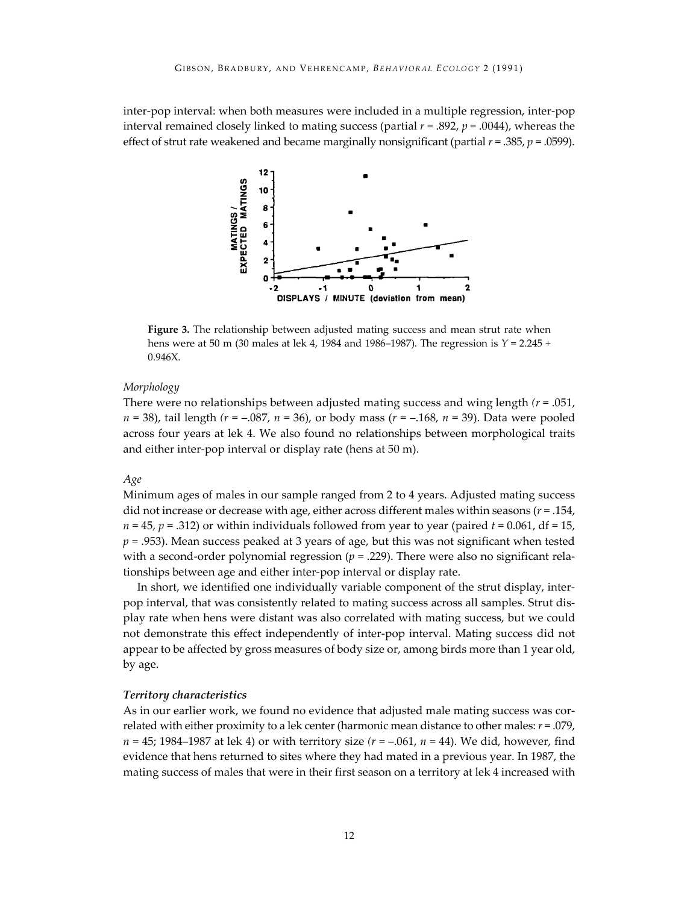inter-pop interval: when both measures were included in a multiple regression, inter-pop interval remained closely linked to mating success (partial $r = .892$, $p = .0044$), whereas the effect of strut rate weakened and became marginally nonsignificant (partial $r = .385$, $p = .0599$).

**Figure 3.** The relationship between adjusted mating success and mean strut rate when hens were at 50 m (30 males at lek 4, 1984 and 1986–1987). The regression is $Y = 2.245 + 0.946X$.

### *Morphology*

There were no relationships between adjusted mating success and wing length ($r = .051$, $n = 38$), tail length ($r = -.087$, $n = 36$), or body mass ($r = -.168$, $n = 39$). Data were pooled across four years at lek 4. We also found no relationships between morphological traits and either inter-pop interval or display rate (hens at 50 m).

### *Age*

Minimum ages of males in our sample ranged from 2 to 4 years. Adjusted mating success did not increase or decrease with age, either across different males within seasons ($r = .154$, $n = 45$, $p = .312$) or within individuals followed from year to year (paired $t = 0.061$, df = 15, $p = .953$). Mean success peaked at 3 years of age, but this was not significant when tested with a second-order polynomial regression ($p = .229$). There were also no significant relationships between age and either inter-pop interval or display rate.

In short, we identified one individually variable component of the strut display, inter-pop interval, that was consistently related to mating success across all samples. Strut display rate when hens were distant was also correlated with mating success, but we could not demonstrate this effect independently of inter-pop interval. Mating success did not appear to be affected by gross measures of body size or, among birds more than 1 year old, by age.

### ***Territory characteristics***

As in our earlier work, we found no evidence that adjusted male mating success was correlated with either proximity to a lek center (harmonic mean distance to other males: $r = .079$, $n = 45$; 1984–1987 at lek 4) or with territory size ($r = -.061$, $n = 44$). We did, however, find evidence that hens returned to sites where they had mated in a previous year. In 1987, the mating success of males that were in their first season on a territory at lek 4 increased with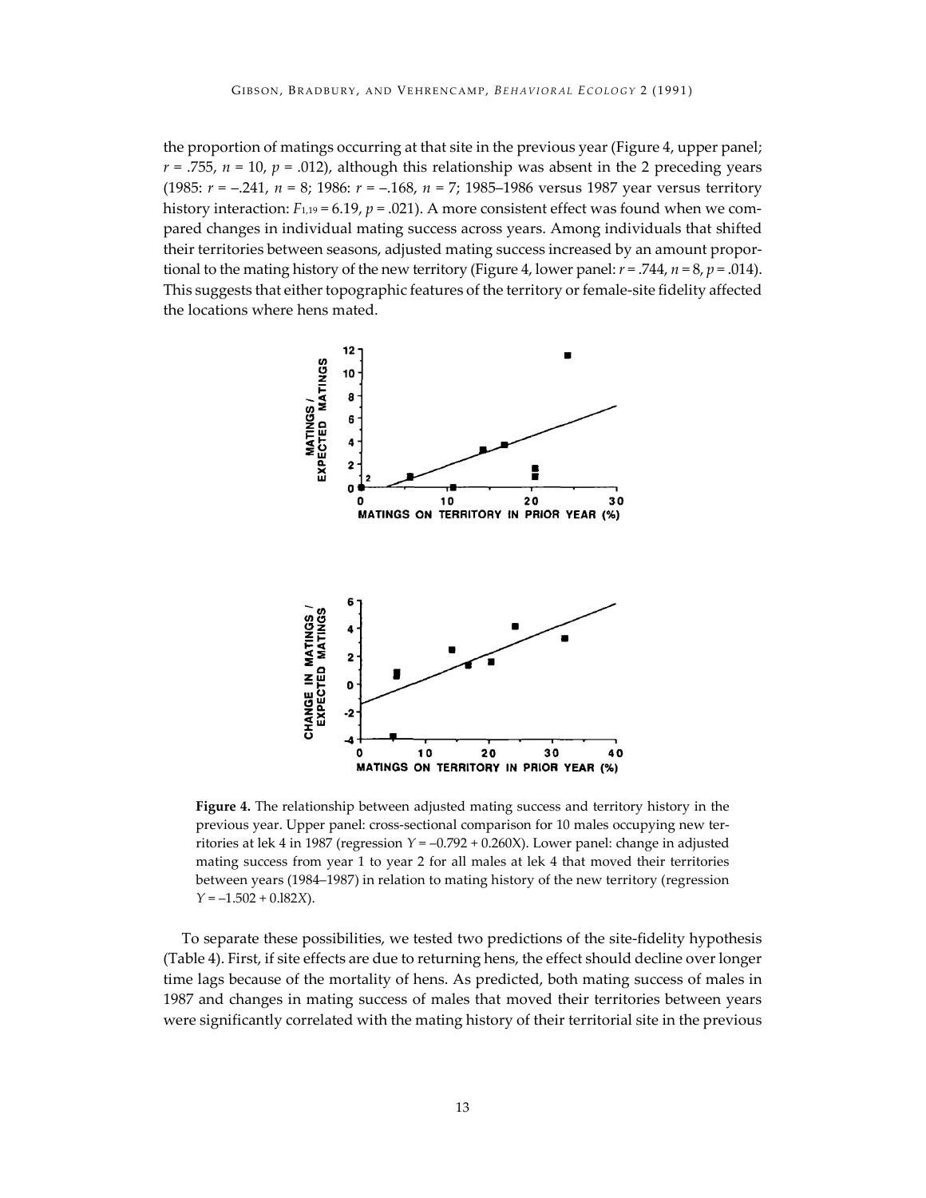the proportion of matings occurring at that site in the previous year (Figure 4, upper panel; $r = .755$, $n = 10$, $p = .012$), although this relationship was absent in the 2 preceding years (1985: $r = -.241$, $n = 8$; 1986: $r = -.168$, $n = 7$; 1985–1986 versus 1987 year versus territory history interaction: $F_{1,19} = 6.19$, $p = .021$). A more consistent effect was found when we compared changes in individual mating success across years. Among individuals that shifted their territories between seasons, adjusted mating success increased by an amount proportional to the mating history of the new territory (Figure 4, lower panel: $r = .744$, $n = 8$, $p = .014$). This suggests that either topographic features of the territory or female-site fidelity affected the locations where hens mated.

**Figure 4.** The relationship between adjusted mating success and territory history in the previous year. Upper panel: cross-sectional comparison for 10 males occupying new territories at lek 4 in 1987 (regression $Y = -0.792 + 0.260X$). Lower panel: change in adjusted mating success from year 1 to year 2 for all males at lek 4 that moved their territories between years (1984–1987) in relation to mating history of the new territory (regression $Y = -1.502 + 0.182X$).

To separate these possibilities, we tested two predictions of the site-fidelity hypothesis (Table 4). First, if site effects are due to returning hens, the effect should decline over longer time lags because of the mortality of hens. As predicted, both mating success of males in 1987 and changes in mating success of males that moved their territories between years were significantly correlated with the mating history of their territorial site in the previous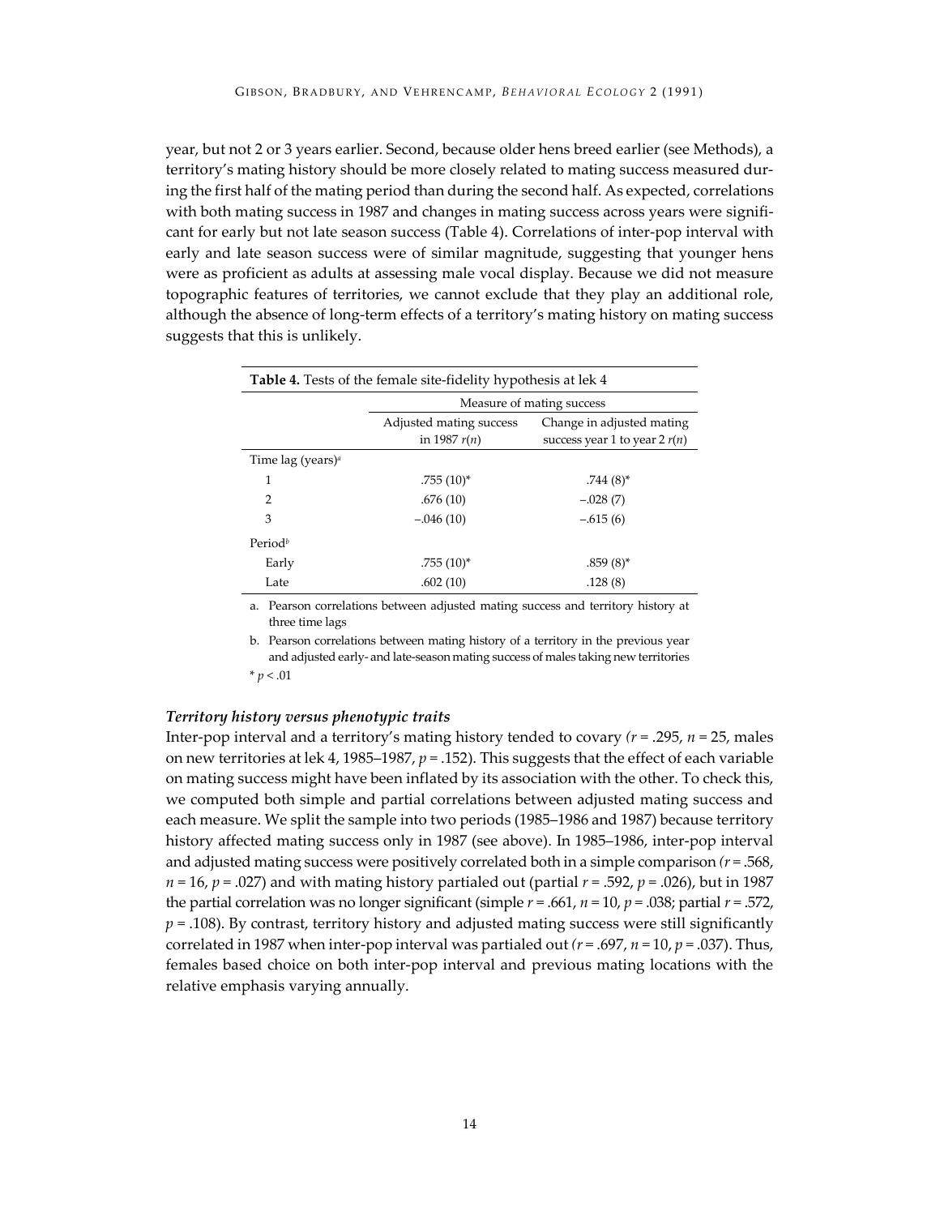year, but not 2 or 3 years earlier. Second, because older hens breed earlier (see Methods), a territory's mating history should be more closely related to mating success measured during the first half of the mating period than during the second half. As expected, correlations with both mating success in 1987 and changes in mating success across years were significant for early but not late season success (Table 4). Correlations of inter-pop interval with early and late season success were of similar magnitude, suggesting that younger hens were as proficient as adults at assessing male vocal display. Because we did not measure topographic features of territories, we cannot exclude that they play an additional role, although the absence of long-term effects of a territory's mating history on mating success suggests that this is unlikely.

**Table 4.** Tests of the female site-fidelity hypothesis at lek 4

| | Measure of mating success | |
|---|---|---|
| | Adjusted mating success in 1987 $r(n)$ | Change in adjusted mating success year 1 to year 2 $r(n)$ |
| Time lag (years)[a] | | |
| 1 | .755 (10)* | .744 (8)* |
| 2 | .676 (10) | −.028 (7) |
| 3 | −.046 (10) | −.615 (6) |
| Period[b] | | |
| Early | .755 (10)* | .859 (8)* |
| Late | .602 (10) | .128 (8) |

a. Pearson correlations between adjusted mating success and territory history at three time lags

b. Pearson correlations between mating history of a territory in the previous year and adjusted early- and late-season mating success of males taking new territories

* $p < .01$

### *Territory history versus phenotypic traits*

Inter-pop interval and a territory's mating history tended to covary ($r = .295$, $n = 25$, males on new territories at lek 4, 1985–1987, $p = .152$). This suggests that the effect of each variable on mating success might have been inflated by its association with the other. To check this, we computed both simple and partial correlations between adjusted mating success and each measure. We split the sample into two periods (1985–1986 and 1987) because territory history affected mating success only in 1987 (see above). In 1985–1986, inter-pop interval and adjusted mating success were positively correlated both in a simple comparison ($r = .568$, $n = 16$, $p = .027$) and with mating history partialed out (partial $r = .592$, $p = .026$), but in 1987 the partial correlation was no longer significant (simple $r = .661$, $n = 10$, $p = .038$; partial $r = .572$, $p = .108$). By contrast, territory history and adjusted mating success were still significantly correlated in 1987 when inter-pop interval was partialed out ($r = .697$, $n = 10$, $p = .037$). Thus, females based choice on both inter-pop interval and previous mating locations with the relative emphasis varying annually.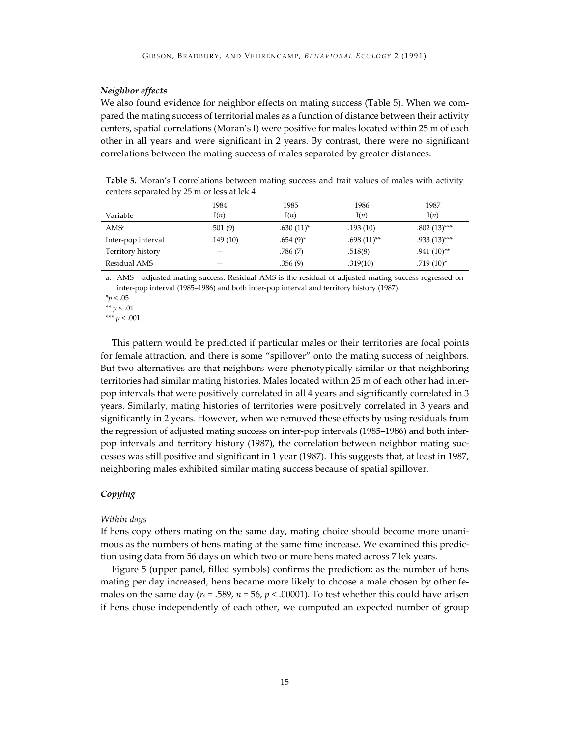### *Neighbor effects*

We also found evidence for neighbor effects on mating success (Table 5). When we compared the mating success of territorial males as a function of distance between their activity centers, spatial correlations (Moran's I) were positive for males located within 25 m of each other in all years and were significant in 2 years. By contrast, there were no significant correlations between the mating success of males separated by greater distances.

**Table 5.** Moran's I correlations between mating success and trait values of males with activity centers separated by 25 m or less at lek 4

| Variable | 1984 I(*n*) | 1985 I(*n*) | 1986 I(*n*) | 1987 I(*n*) |
|---|---|---|---|---|
| AMS[a] | .501 (9) | .630 (11)* | .193 (10) | .802 (13)*** |
| Inter-pop interval | .149 (10) | .654 (9)* | .698 (11)** | .933 (13)*** |
| Territory history | — | .786 (7) | .518(8) | .941 (10)** |
| Residual AMS | — | .356 (9) | .319(10) | .719 (10)* |

a. AMS = adjusted mating success. Residual AMS is the residual of adjusted mating success regressed on inter-pop interval (1985–1986) and both inter-pop interval and territory history (1987).

*$p < .05$

** $p < .01$

*** $p < .001$

This pattern would be predicted if particular males or their territories are focal points for female attraction, and there is some "spillover" onto the mating success of neighbors. But two alternatives are that neighbors were phenotypically similar or that neighboring territories had similar mating histories. Males located within 25 m of each other had inter-pop intervals that were positively correlated in all 4 years and significantly correlated in 3 years. Similarly, mating histories of territories were positively correlated in 3 years and significantly in 2 years. However, when we removed these effects by using residuals from the regression of adjusted mating success on inter-pop intervals (1985–1986) and both inter-pop intervals and territory history (1987), the correlation between neighbor mating successes was still positive and significant in 1 year (1987). This suggests that, at least in 1987, neighboring males exhibited similar mating success because of spatial spillover.

### *Copying*

#### *Within days*

If hens copy others mating on the same day, mating choice should become more unanimous as the numbers of hens mating at the same time increase. We examined this prediction using data from 56 days on which two or more hens mated across 7 lek years.

Figure 5 (upper panel, filled symbols) confirms the prediction: as the number of hens mating per day increased, hens became more likely to choose a male chosen by other females on the same day ($r_s = .589$, $n = 56$, $p < .00001$). To test whether this could have arisen if hens chose independently of each other, we computed an expected number of group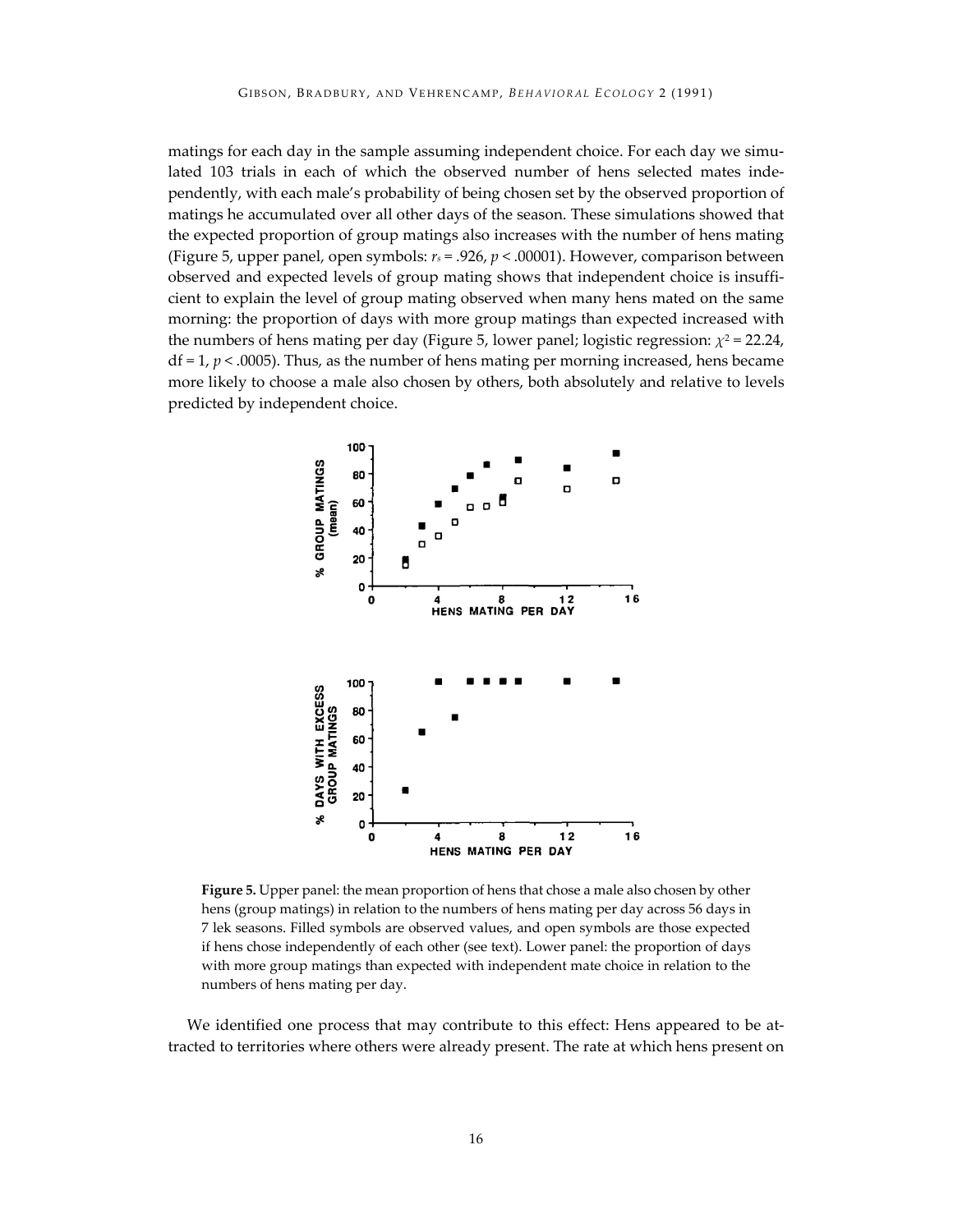matings for each day in the sample assuming independent choice. For each day we simulated 103 trials in each of which the observed number of hens selected mates independently, with each male's probability of being chosen set by the observed proportion of matings he accumulated over all other days of the season. These simulations showed that the expected proportion of group matings also increases with the number of hens mating (Figure 5, upper panel, open symbols: $r_s = .926$, $p < .00001$). However, comparison between observed and expected levels of group mating shows that independent choice is insufficient to explain the level of group mating observed when many hens mated on the same morning: the proportion of days with more group matings than expected increased with the numbers of hens mating per day (Figure 5, lower panel; logistic regression: $\chi^2 = 22.24$, df = 1, $p < .0005$). Thus, as the number of hens mating per morning increased, hens became more likely to choose a male also chosen by others, both absolutely and relative to levels predicted by independent choice.

**Figure 5.** Upper panel: the mean proportion of hens that chose a male also chosen by other hens (group matings) in relation to the numbers of hens mating per day across 56 days in 7 lek seasons. Filled symbols are observed values, and open symbols are those expected if hens chose independently of each other (see text). Lower panel: the proportion of days with more group matings than expected with independent mate choice in relation to the numbers of hens mating per day.

We identified one process that may contribute to this effect: Hens appeared to be attracted to territories where others were already present. The rate at which hens present on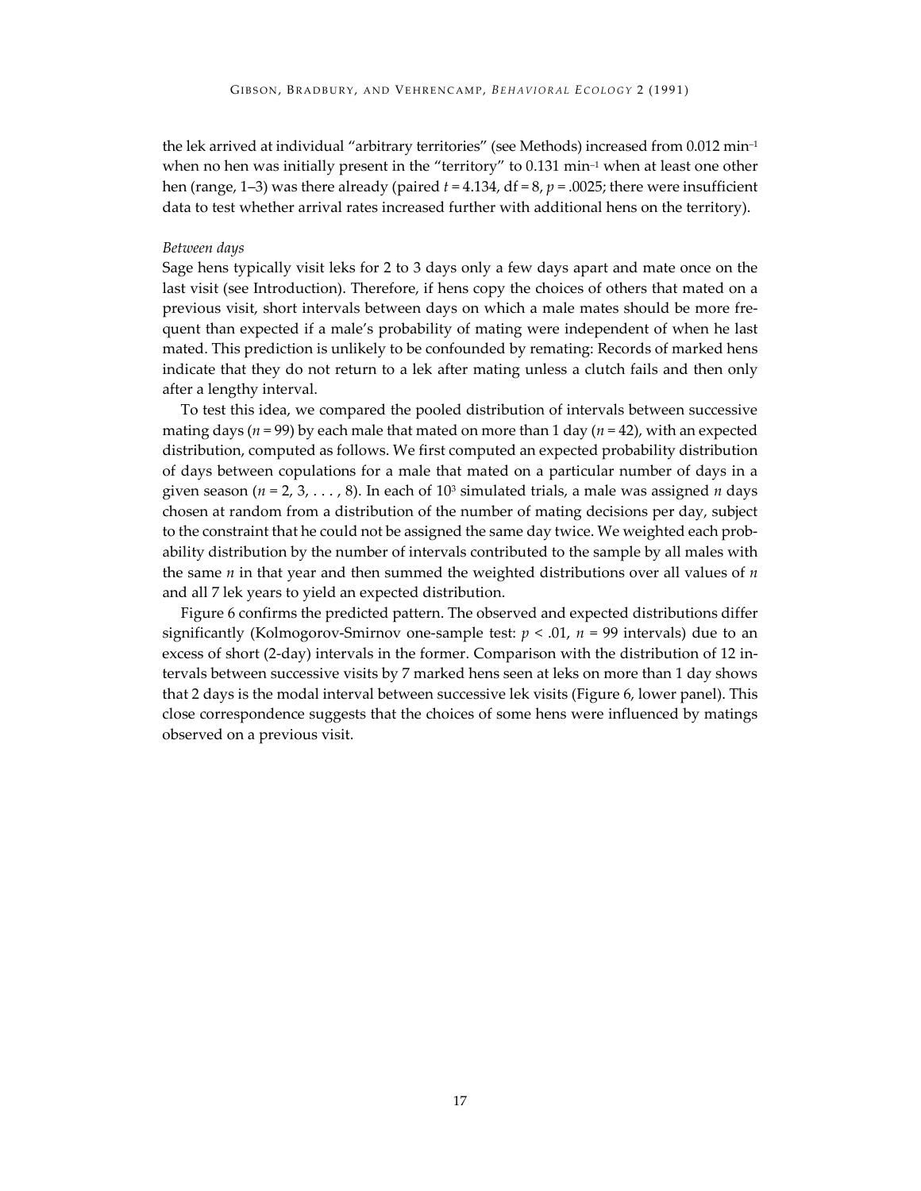the lek arrived at individual "arbitrary territories" (see Methods) increased from 0.012 $\text{min}^{-1}$ when no hen was initially present in the "territory" to 0.131 $\text{min}^{-1}$ when at least one other hen (range, 1–3) was there already (paired $t = 4.134$, df = 8, $p = .0025$; there were insufficient data to test whether arrival rates increased further with additional hens on the territory).

*Between days*

Sage hens typically visit leks for 2 to 3 days only a few days apart and mate once on the last visit (see Introduction). Therefore, if hens copy the choices of others that mated on a previous visit, short intervals between days on which a male mates should be more frequent than expected if a male's probability of mating were independent of when he last mated. This prediction is unlikely to be confounded by remating: Records of marked hens indicate that they do not return to a lek after mating unless a clutch fails and then only after a lengthy interval.

To test this idea, we compared the pooled distribution of intervals between successive mating days ($n = 99$) by each male that mated on more than 1 day ($n = 42$), with an expected distribution, computed as follows. We first computed an expected probability distribution of days between copulations for a male that mated on a particular number of days in a given season ($n = 2, 3, \ldots, 8$). In each of $10^3$ simulated trials, a male was assigned $n$ days chosen at random from a distribution of the number of mating decisions per day, subject to the constraint that he could not be assigned the same day twice. We weighted each probability distribution by the number of intervals contributed to the sample by all males with the same $n$ in that year and then summed the weighted distributions over all values of $n$ and all 7 lek years to yield an expected distribution.

Figure 6 confirms the predicted pattern. The observed and expected distributions differ significantly (Kolmogorov-Smirnov one-sample test: $p < .01$, $n = 99$ intervals) due to an excess of short (2-day) intervals in the former. Comparison with the distribution of 12 intervals between successive visits by 7 marked hens seen at leks on more than 1 day shows that 2 days is the modal interval between successive lek visits (Figure 6, lower panel). This close correspondence suggests that the choices of some hens were influenced by matings observed on a previous visit.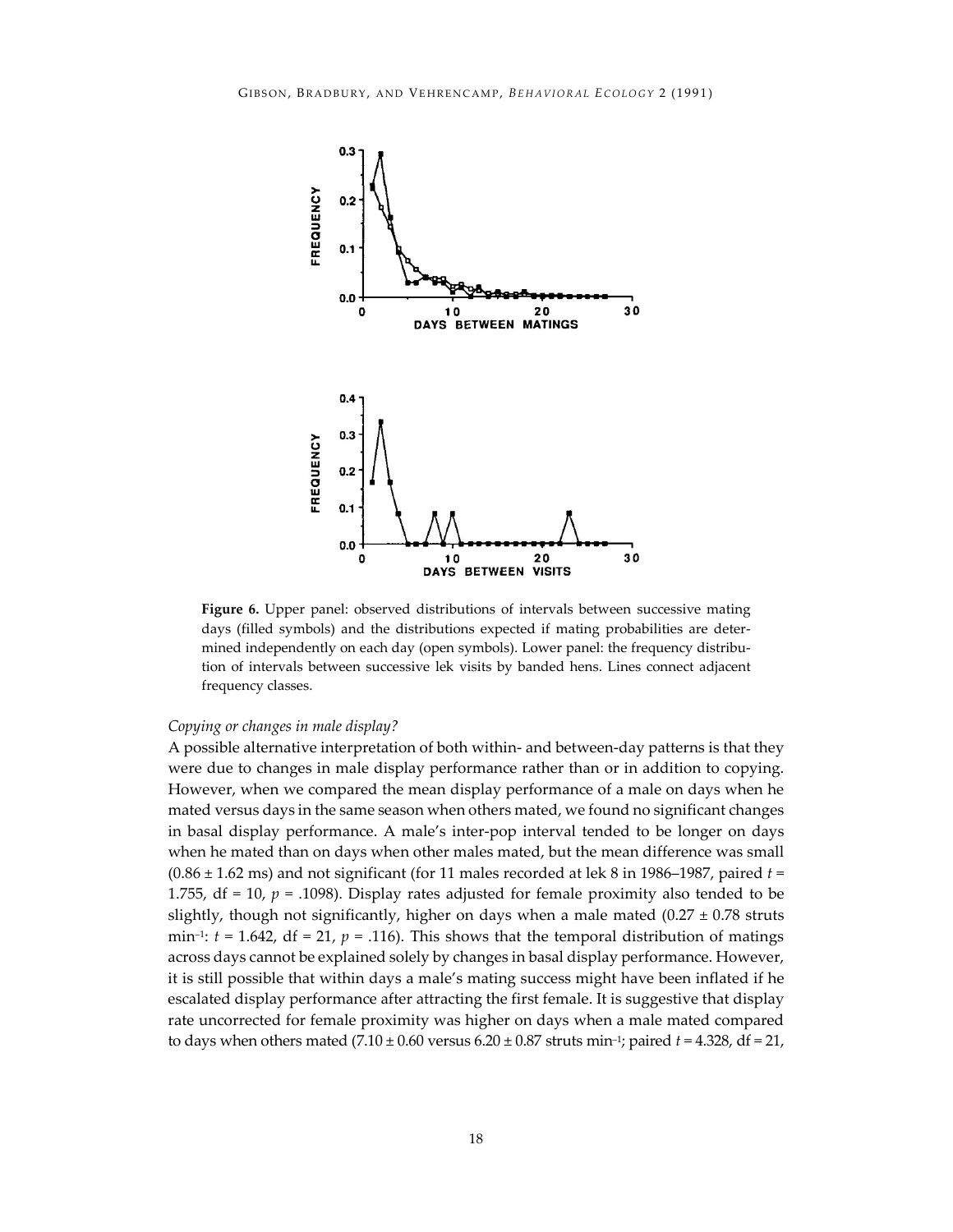**Figure 6.** Upper panel: observed distributions of intervals between successive mating days (filled symbols) and the distributions expected if mating probabilities are determined independently on each day (open symbols). Lower panel: the frequency distribution of intervals between successive lek visits by banded hens. Lines connect adjacent frequency classes.

*Copying or changes in male display?*

A possible alternative interpretation of both within- and between-day patterns is that they were due to changes in male display performance rather than or in addition to copying. However, when we compared the mean display performance of a male on days when he mated versus days in the same season when others mated, we found no significant changes in basal display performance. A male's inter-pop interval tended to be longer on days when he mated than on days when other males mated, but the mean difference was small ($0.86 \pm 1.62$ ms) and not significant (for 11 males recorded at lek 8 in 1986–1987, paired $t = 1.755$, df = 10, $p = .1098$). Display rates adjusted for female proximity also tended to be slightly, though not significantly, higher on days when a male mated ($0.27 \pm 0.78$ struts $\text{min}^{-1}$: $t = 1.642$, df = 21, $p = .116$). This shows that the temporal distribution of matings across days cannot be explained solely by changes in basal display performance. However, it is still possible that within days a male's mating success might have been inflated if he escalated display performance after attracting the first female. It is suggestive that display rate uncorrected for female proximity was higher on days when a male mated compared to days when others mated ($7.10 \pm 0.60$ versus $6.20 \pm 0.87$ struts $\text{min}^{-1}$; paired $t = 4.328$, df = 21,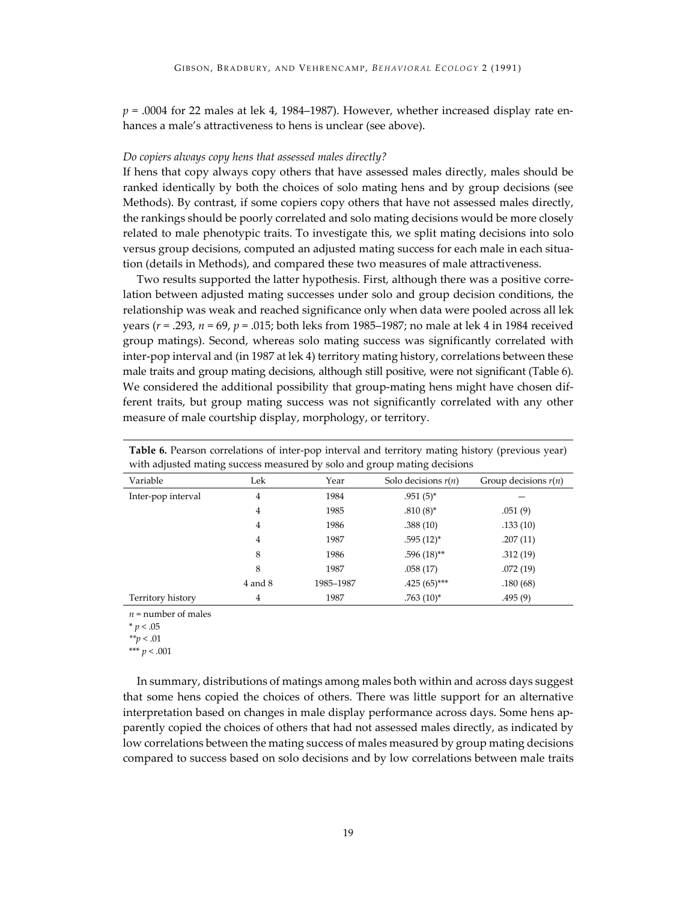$p$ = .0004 for 22 males at lek 4, 1984–1987). However, whether increased display rate enhances a male's attractiveness to hens is unclear (see above).

*Do copiers always copy hens that assessed males directly?*

If hens that copy always copy others that have assessed males directly, males should be ranked identically by both the choices of solo mating hens and by group decisions (see Methods). By contrast, if some copiers copy others that have not assessed males directly, the rankings should be poorly correlated and solo mating decisions would be more closely related to male phenotypic traits. To investigate this, we split mating decisions into solo versus group decisions, computed an adjusted mating success for each male in each situation (details in Methods), and compared these two measures of male attractiveness.

Two results supported the latter hypothesis. First, although there was a positive correlation between adjusted mating successes under solo and group decision conditions, the relationship was weak and reached significance only when data were pooled across all lek years ($r$ = .293, $n$ = 69, $p$ = .015; both leks from 1985–1987; no male at lek 4 in 1984 received group matings). Second, whereas solo mating success was significantly correlated with inter-pop interval and (in 1987 at lek 4) territory mating history, correlations between these male traits and group mating decisions, although still positive, were not significant (Table 6). We considered the additional possibility that group-mating hens might have chosen different traits, but group mating success was not significantly correlated with any other measure of male courtship display, morphology, or territory.

**Table 6.** Pearson correlations of inter-pop interval and territory mating history (previous year) with adjusted mating success measured by solo and group mating decisions

| Variable | Lek | Year | Solo decisions $r(n)$ | Group decisions $r(n)$ |
|---|---|---|---|---|
| Inter-pop interval | 4 | 1984 | .951 (5)* | — |
| | 4 | 1985 | .810 (8)* | .051 (9) |
| | 4 | 1986 | .388 (10) | .133 (10) |
| | 4 | 1987 | .595 (12)* | .207 (11) |
| | 8 | 1986 | .596 (18)** | .312 (19) |
| | 8 | 1987 | .058 (17) | .072 (19) |
| | 4 and 8 | 1985–1987 | .425 (65)*** | .180 (68) |
| Territory history | 4 | 1987 | .763 (10)* | .495 (9) |

$n$ = number of males

* $p < .05$

** $p < .01$

*** $p < .001$

In summary, distributions of matings among males both within and across days suggest that some hens copied the choices of others. There was little support for an alternative interpretation based on changes in male display performance across days. Some hens apparently copied the choices of others that had not assessed males directly, as indicated by low correlations between the mating success of males measured by group mating decisions compared to success based on solo decisions and by low correlations between male traits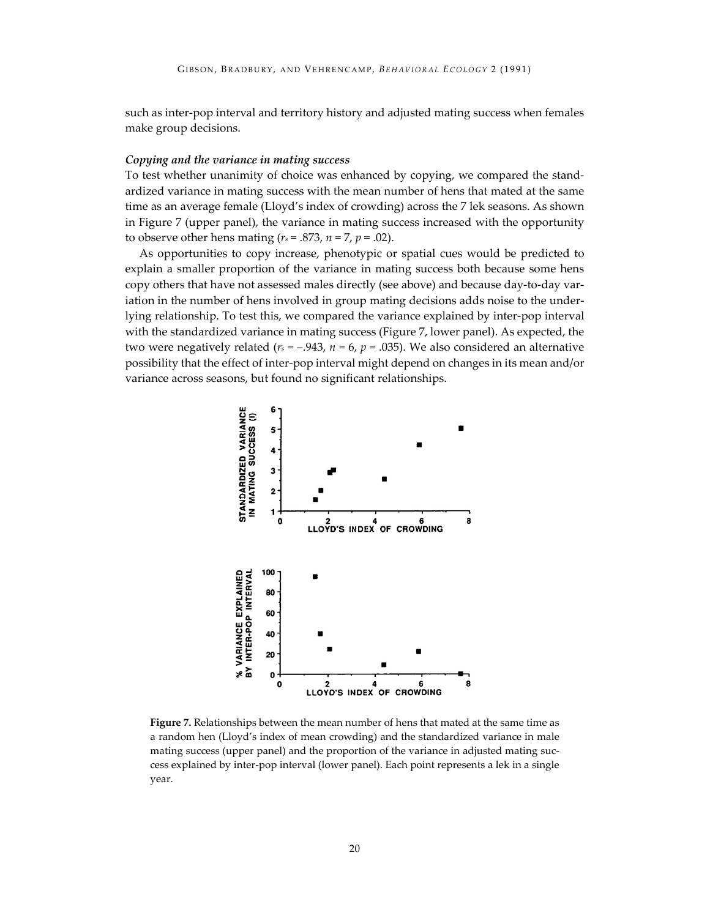such as inter-pop interval and territory history and adjusted mating success when females make group decisions.

### *Copying and the variance in mating success*

To test whether unanimity of choice was enhanced by copying, we compared the standardized variance in mating success with the mean number of hens that mated at the same time as an average female (Lloyd's index of crowding) across the 7 lek seasons. As shown in Figure 7 (upper panel), the variance in mating success increased with the opportunity to observe other hens mating ($r_s = .873$, $n = 7$, $p = .02$).

As opportunities to copy increase, phenotypic or spatial cues would be predicted to explain a smaller proportion of the variance in mating success both because some hens copy others that have not assessed males directly (see above) and because day-to-day variation in the number of hens involved in group mating decisions adds noise to the underlying relationship. To test this, we compared the variance explained by inter-pop interval with the standardized variance in mating success (Figure 7, lower panel). As expected, the two were negatively related ($r_s = -.943$, $n = 6$, $p = .035$). We also considered an alternative possibility that the effect of inter-pop interval might depend on changes in its mean and/or variance across seasons, but found no significant relationships.

**Figure 7.** Relationships between the mean number of hens that mated at the same time as a random hen (Lloyd's index of mean crowding) and the standardized variance in male mating success (upper panel) and the proportion of the variance in adjusted mating success explained by inter-pop interval (lower panel). Each point represents a lek in a single year.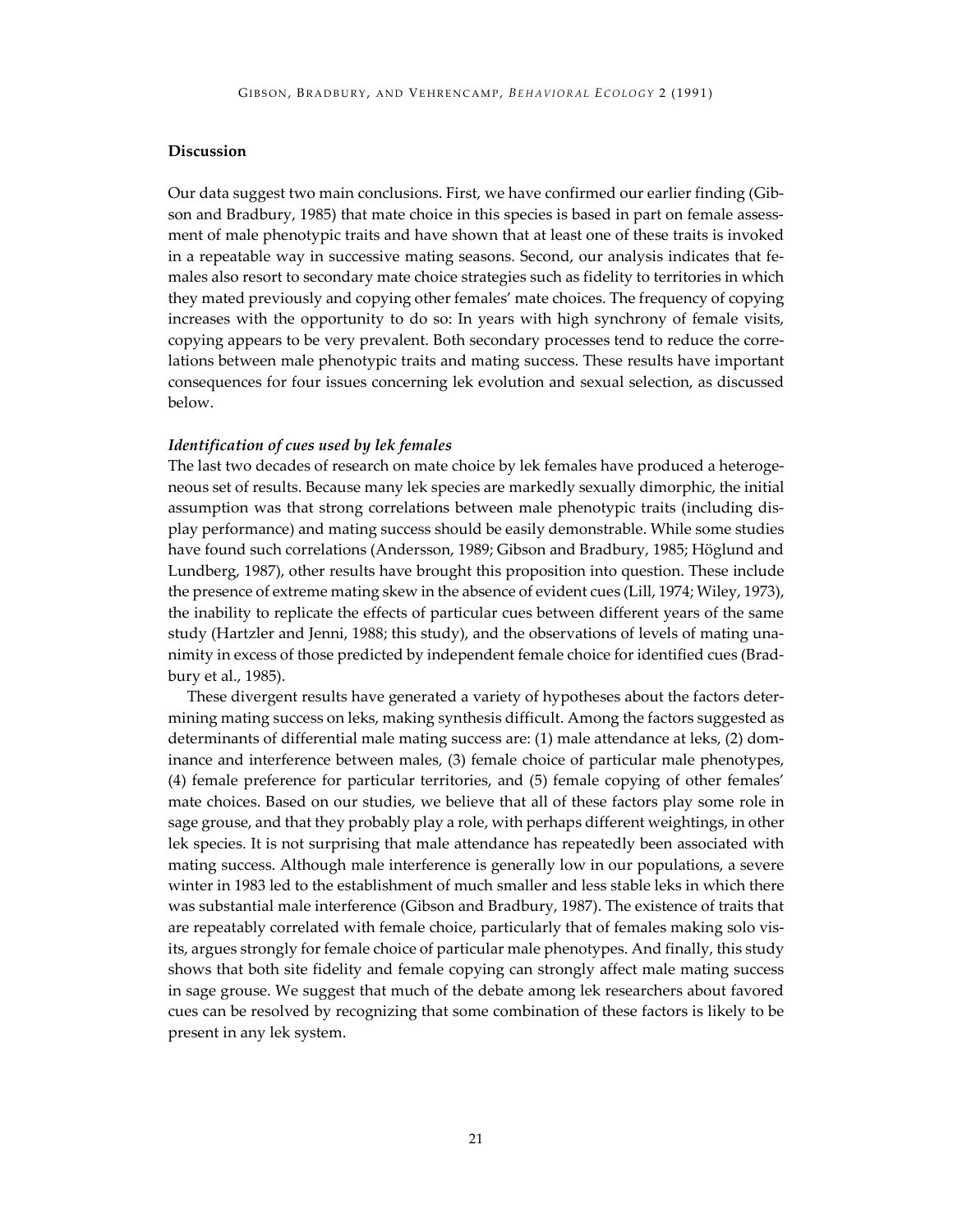## Discussion

Our data suggest two main conclusions. First, we have confirmed our earlier finding (Gibson and Bradbury, 1985) that mate choice in this species is based in part on female assessment of male phenotypic traits and have shown that at least one of these traits is invoked in a repeatable way in successive mating seasons. Second, our analysis indicates that females also resort to secondary mate choice strategies such as fidelity to territories in which they mated previously and copying other females' mate choices. The frequency of copying increases with the opportunity to do so: In years with high synchrony of female visits, copying appears to be very prevalent. Both secondary processes tend to reduce the correlations between male phenotypic traits and mating success. These results have important consequences for four issues concerning lek evolution and sexual selection, as discussed below.

### *Identification of cues used by lek females*

The last two decades of research on mate choice by lek females have produced a heterogeneous set of results. Because many lek species are markedly sexually dimorphic, the initial assumption was that strong correlations between male phenotypic traits (including display performance) and mating success should be easily demonstrable. While some studies have found such correlations (Andersson, 1989; Gibson and Bradbury, 1985; Höglund and Lundberg, 1987), other results have brought this proposition into question. These include the presence of extreme mating skew in the absence of evident cues (Lill, 1974; Wiley, 1973), the inability to replicate the effects of particular cues between different years of the same study (Hartzler and Jenni, 1988; this study), and the observations of levels of mating unanimity in excess of those predicted by independent female choice for identified cues (Bradbury et al., 1985).

These divergent results have generated a variety of hypotheses about the factors determining mating success on leks, making synthesis difficult. Among the factors suggested as determinants of differential male mating success are: (1) male attendance at leks, (2) dominance and interference between males, (3) female choice of particular male phenotypes, (4) female preference for particular territories, and (5) female copying of other females' mate choices. Based on our studies, we believe that all of these factors play some role in sage grouse, and that they probably play a role, with perhaps different weightings, in other lek species. It is not surprising that male attendance has repeatedly been associated with mating success. Although male interference is generally low in our populations, a severe winter in 1983 led to the establishment of much smaller and less stable leks in which there was substantial male interference (Gibson and Bradbury, 1987). The existence of traits that are repeatably correlated with female choice, particularly that of females making solo visits, argues strongly for female choice of particular male phenotypes. And finally, this study shows that both site fidelity and female copying can strongly affect male mating success in sage grouse. We suggest that much of the debate among lek researchers about favored cues can be resolved by recognizing that some combination of these factors is likely to be present in any lek system.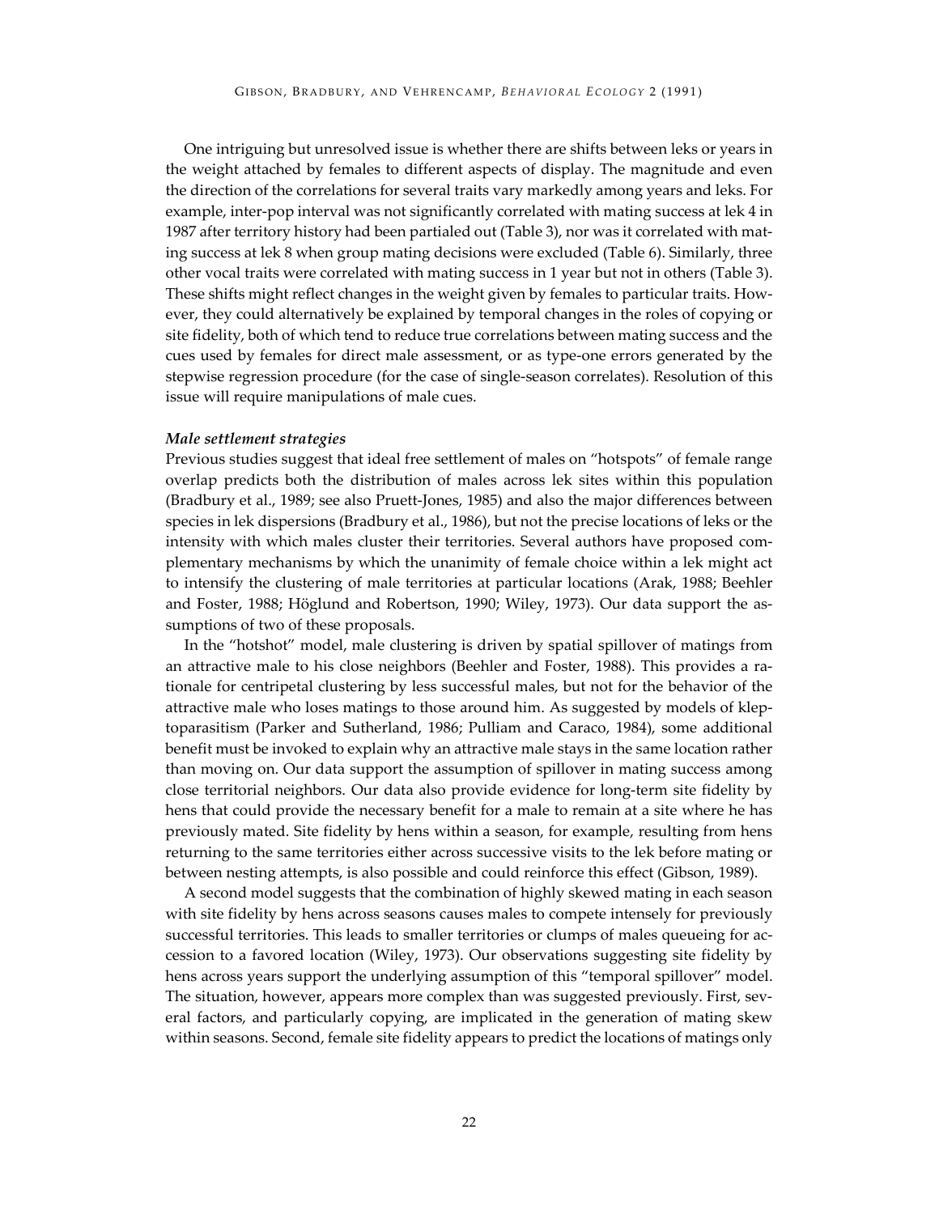One intriguing but unresolved issue is whether there are shifts between leks or years in the weight attached by females to different aspects of display. The magnitude and even the direction of the correlations for several traits vary markedly among years and leks. For example, inter-pop interval was not significantly correlated with mating success at lek 4 in 1987 after territory history had been partialed out (Table 3), nor was it correlated with mating success at lek 8 when group mating decisions were excluded (Table 6). Similarly, three other vocal traits were correlated with mating success in 1 year but not in others (Table 3). These shifts might reflect changes in the weight given by females to particular traits. However, they could alternatively be explained by temporal changes in the roles of copying or site fidelity, both of which tend to reduce true correlations between mating success and the cues used by females for direct male assessment, or as type-one errors generated by the stepwise regression procedure (for the case of single-season correlates). Resolution of this issue will require manipulations of male cues.

### *Male settlement strategies*

Previous studies suggest that ideal free settlement of males on "hotspots" of female range overlap predicts both the distribution of males across lek sites within this population (Bradbury et al., 1989; see also Pruett-Jones, 1985) and also the major differences between species in lek dispersions (Bradbury et al., 1986), but not the precise locations of leks or the intensity with which males cluster their territories. Several authors have proposed complementary mechanisms by which the unanimity of female choice within a lek might act to intensify the clustering of male territories at particular locations (Arak, 1988; Beehler and Foster, 1988; Höglund and Robertson, 1990; Wiley, 1973). Our data support the assumptions of two of these proposals.

In the "hotshot" model, male clustering is driven by spatial spillover of matings from an attractive male to his close neighbors (Beehler and Foster, 1988). This provides a rationale for centripetal clustering by less successful males, but not for the behavior of the attractive male who loses matings to those around him. As suggested by models of kleptoparasitism (Parker and Sutherland, 1986; Pulliam and Caraco, 1984), some additional benefit must be invoked to explain why an attractive male stays in the same location rather than moving on. Our data support the assumption of spillover in mating success among close territorial neighbors. Our data also provide evidence for long-term site fidelity by hens that could provide the necessary benefit for a male to remain at a site where he has previously mated. Site fidelity by hens within a season, for example, resulting from hens returning to the same territories either across successive visits to the lek before mating or between nesting attempts, is also possible and could reinforce this effect (Gibson, 1989).

A second model suggests that the combination of highly skewed mating in each season with site fidelity by hens across seasons causes males to compete intensely for previously successful territories. This leads to smaller territories or clumps of males queueing for accession to a favored location (Wiley, 1973). Our observations suggesting site fidelity by hens across years support the underlying assumption of this "temporal spillover" model. The situation, however, appears more complex than was suggested previously. First, several factors, and particularly copying, are implicated in the generation of mating skew within seasons. Second, female site fidelity appears to predict the locations of matings only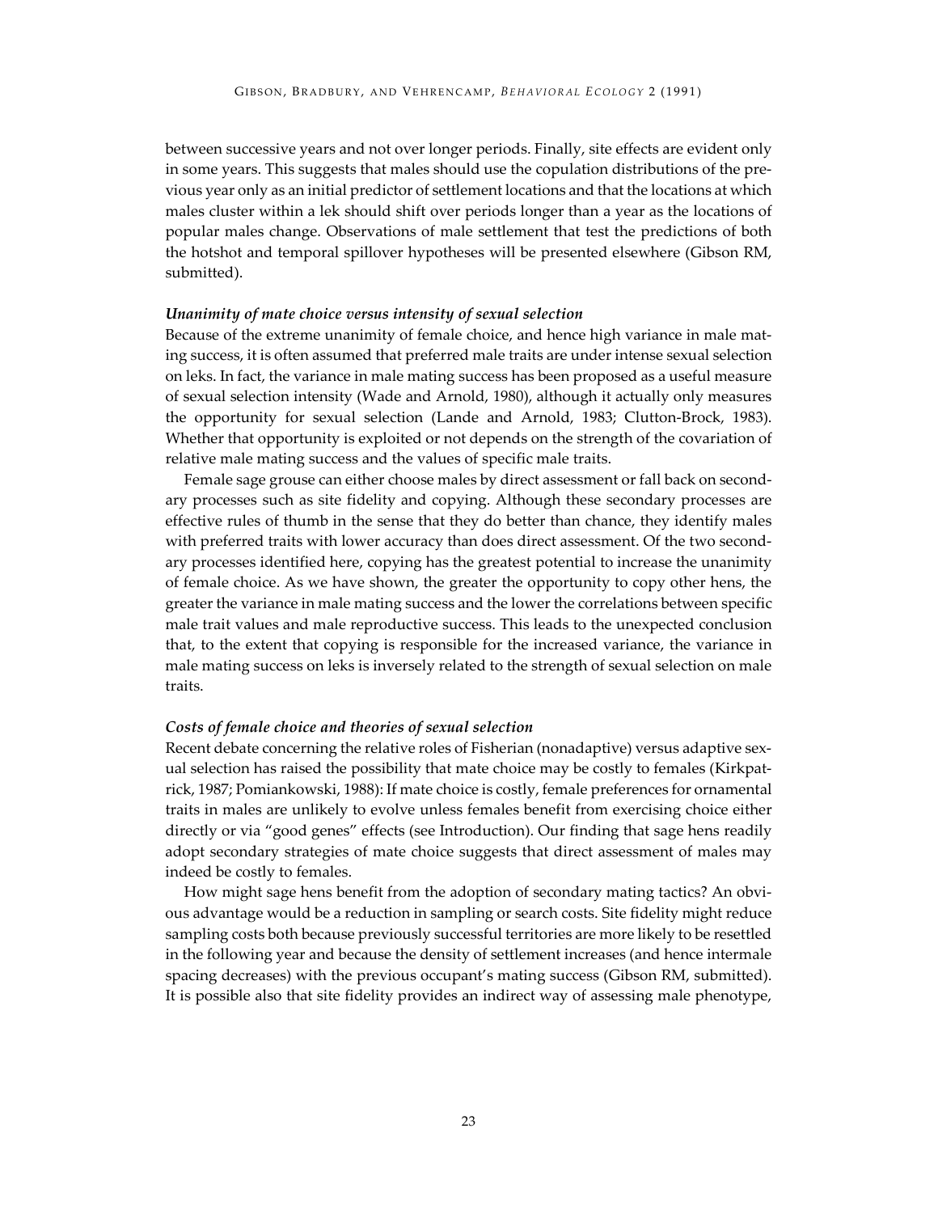between successive years and not over longer periods. Finally, site effects are evident only in some years. This suggests that males should use the copulation distributions of the previous year only as an initial predictor of settlement locations and that the locations at which males cluster within a lek should shift over periods longer than a year as the locations of popular males change. Observations of male settlement that test the predictions of both the hotshot and temporal spillover hypotheses will be presented elsewhere (Gibson RM, submitted).

### *Unanimity of mate choice versus intensity of sexual selection*

Because of the extreme unanimity of female choice, and hence high variance in male mating success, it is often assumed that preferred male traits are under intense sexual selection on leks. In fact, the variance in male mating success has been proposed as a useful measure of sexual selection intensity (Wade and Arnold, 1980), although it actually only measures the opportunity for sexual selection (Lande and Arnold, 1983; Clutton-Brock, 1983). Whether that opportunity is exploited or not depends on the strength of the covariation of relative male mating success and the values of specific male traits.

Female sage grouse can either choose males by direct assessment or fall back on secondary processes such as site fidelity and copying. Although these secondary processes are effective rules of thumb in the sense that they do better than chance, they identify males with preferred traits with lower accuracy than does direct assessment. Of the two secondary processes identified here, copying has the greatest potential to increase the unanimity of female choice. As we have shown, the greater the opportunity to copy other hens, the greater the variance in male mating success and the lower the correlations between specific male trait values and male reproductive success. This leads to the unexpected conclusion that, to the extent that copying is responsible for the increased variance, the variance in male mating success on leks is inversely related to the strength of sexual selection on male traits.

### *Costs of female choice and theories of sexual selection*

Recent debate concerning the relative roles of Fisherian (nonadaptive) versus adaptive sexual selection has raised the possibility that mate choice may be costly to females (Kirkpatrick, 1987; Pomiankowski, 1988): If mate choice is costly, female preferences for ornamental traits in males are unlikely to evolve unless females benefit from exercising choice either directly or via "good genes" effects (see Introduction). Our finding that sage hens readily adopt secondary strategies of mate choice suggests that direct assessment of males may indeed be costly to females.

How might sage hens benefit from the adoption of secondary mating tactics? An obvious advantage would be a reduction in sampling or search costs. Site fidelity might reduce sampling costs both because previously successful territories are more likely to be resettled in the following year and because the density of settlement increases (and hence intermale spacing decreases) with the previous occupant's mating success (Gibson RM, submitted). It is possible also that site fidelity provides an indirect way of assessing male phenotype,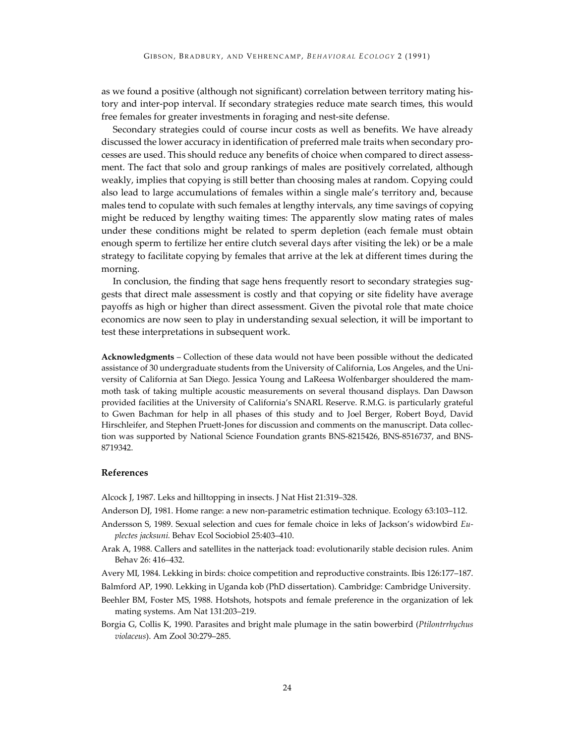as we found a positive (although not significant) correlation between territory mating history and inter-pop interval. If secondary strategies reduce mate search times, this would free females for greater investments in foraging and nest-site defense.

Secondary strategies could of course incur costs as well as benefits. We have already discussed the lower accuracy in identification of preferred male traits when secondary processes are used. This should reduce any benefits of choice when compared to direct assessment. The fact that solo and group rankings of males are positively correlated, although weakly, implies that copying is still better than choosing males at random. Copying could also lead to large accumulations of females within a single male's territory and, because males tend to copulate with such females at lengthy intervals, any time savings of copying might be reduced by lengthy waiting times: The apparently slow mating rates of males under these conditions might be related to sperm depletion (each female must obtain enough sperm to fertilize her entire clutch several days after visiting the lek) or be a male strategy to facilitate copying by females that arrive at the lek at different times during the morning.

In conclusion, the finding that sage hens frequently resort to secondary strategies suggests that direct male assessment is costly and that copying or site fidelity have average payoffs as high or higher than direct assessment. Given the pivotal role that mate choice economics are now seen to play in understanding sexual selection, it will be important to test these interpretations in subsequent work.

**Acknowledgments** – Collection of these data would not have been possible without the dedicated assistance of 30 undergraduate students from the University of California, Los Angeles, and the University of California at San Diego. Jessica Young and LaReesa Wolfenbarger shouldered the mammoth task of taking multiple acoustic measurements on several thousand displays. Dan Dawson provided facilities at the University of California's SNARL Reserve. R.M.G. is particularly grateful to Gwen Bachman for help in all phases of this study and to Joel Berger, Robert Boyd, David Hirschleifer, and Stephen Pruett-Jones for discussion and comments on the manuscript. Data collection was supported by National Science Foundation grants BNS-8215426, BNS-8516737, and BNS-8719342.

## References

Alcock J, 1987. Leks and hilltopping in insects. J Nat Hist 21:319–328.

Anderson DJ, 1981. Home range: a new non-parametric estimation technique. Ecology 63:103–112.

Andersson S, 1989. Sexual selection and cues for female choice in leks of Jackson's widowbird *Euplectes jacksuni.* Behav Ecol Sociobiol 25:403–410.

Arak A, 1988. Callers and satellites in the natterjack toad: evolutionarily stable decision rules. Anim Behav 26: 416–432.

Avery MI, 1984. Lekking in birds: choice competition and reproductive constraints. Ibis 126:177–187.

Balmford AP, 1990. Lekking in Uganda kob (PhD dissertation). Cambridge: Cambridge University.

Beehler BM, Foster MS, 1988. Hotshots, hotspots and female preference in the organization of lek mating systems. Am Nat 131:203–219.

Borgia G, Collis K, 1990. Parasites and bright male plumage in the satin bowerbird (*Ptilontrrhychus violaceus*). Am Zool 30:279–285.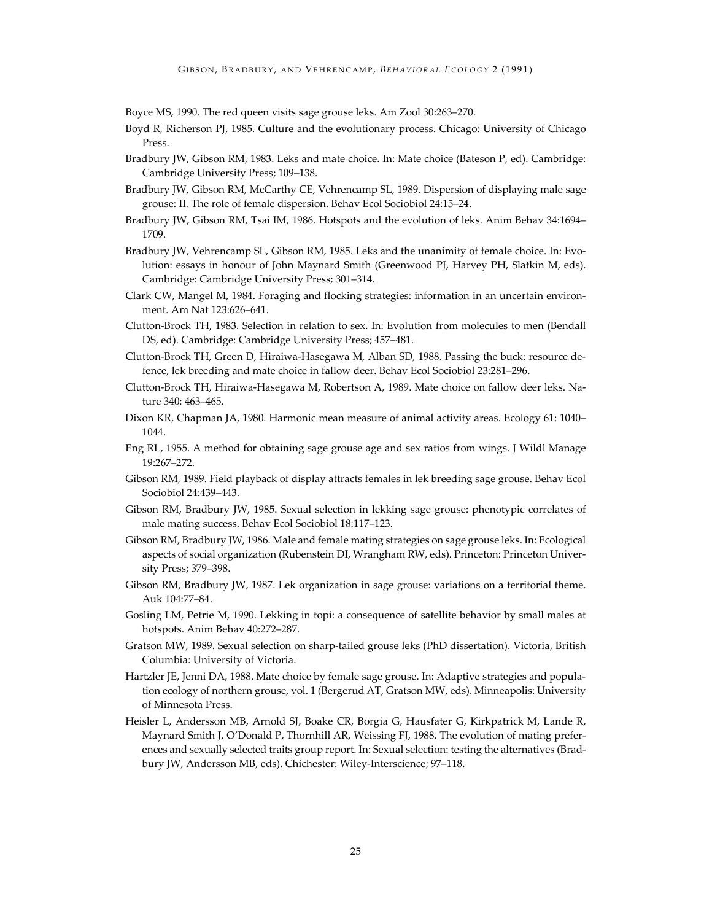Boyce MS, 1990. The red queen visits sage grouse leks. Am Zool 30:263–270.

Boyd R, Richerson PJ, 1985. Culture and the evolutionary process. Chicago: University of Chicago Press.

Bradbury JW, Gibson RM, 1983. Leks and mate choice. In: Mate choice (Bateson P, ed). Cambridge: Cambridge University Press; 109–138.

Bradbury JW, Gibson RM, McCarthy CE, Vehrencamp SL, 1989. Dispersion of displaying male sage grouse: II. The role of female dispersion. Behav Ecol Sociobiol 24:15–24.

Bradbury JW, Gibson RM, Tsai IM, 1986. Hotspots and the evolution of leks. Anim Behav 34:1694–1709.

Bradbury JW, Vehrencamp SL, Gibson RM, 1985. Leks and the unanimity of female choice. In: Evolution: essays in honour of John Maynard Smith (Greenwood PJ, Harvey PH, Slatkin M, eds). Cambridge: Cambridge University Press; 301–314.

Clark CW, Mangel M, 1984. Foraging and flocking strategies: information in an uncertain environment. Am Nat 123:626–641.

Clutton-Brock TH, 1983. Selection in relation to sex. In: Evolution from molecules to men (Bendall DS, ed). Cambridge: Cambridge University Press; 457–481.

Clutton-Brock TH, Green D, Hiraiwa-Hasegawa M, Alban SD, 1988. Passing the buck: resource defence, lek breeding and mate choice in fallow deer. Behav Ecol Sociobiol 23:281–296.

Clutton-Brock TH, Hiraiwa-Hasegawa M, Robertson A, 1989. Mate choice on fallow deer leks. Nature 340: 463–465.

Dixon KR, Chapman JA, 1980. Harmonic mean measure of animal activity areas. Ecology 61: 1040–1044.

Eng RL, 1955. A method for obtaining sage grouse age and sex ratios from wings. J Wildl Manage 19:267–272.

Gibson RM, 1989. Field playback of display attracts females in lek breeding sage grouse. Behav Ecol Sociobiol 24:439–443.

Gibson RM, Bradbury JW, 1985. Sexual selection in lekking sage grouse: phenotypic correlates of male mating success. Behav Ecol Sociobiol 18:117–123.

Gibson RM, Bradbury JW, 1986. Male and female mating strategies on sage grouse leks. In: Ecological aspects of social organization (Rubenstein DI, Wrangham RW, eds). Princeton: Princeton University Press; 379–398.

Gibson RM, Bradbury JW, 1987. Lek organization in sage grouse: variations on a territorial theme. Auk 104:77–84.

Gosling LM, Petrie M, 1990. Lekking in topi: a consequence of satellite behavior by small males at hotspots. Anim Behav 40:272–287.

Gratson MW, 1989. Sexual selection on sharp-tailed grouse leks (PhD dissertation). Victoria, British Columbia: University of Victoria.

Hartzler JE, Jenni DA, 1988. Mate choice by female sage grouse. In: Adaptive strategies and population ecology of northern grouse, vol. 1 (Bergerud AT, Gratson MW, eds). Minneapolis: University of Minnesota Press.

Heisler L, Andersson MB, Arnold SJ, Boake CR, Borgia G, Hausfater G, Kirkpatrick M, Lande R, Maynard Smith J, O'Donald P, Thornhill AR, Weissing FJ, 1988. The evolution of mating preferences and sexually selected traits group report. In: Sexual selection: testing the alternatives (Bradbury JW, Andersson MB, eds). Chichester: Wiley-Interscience; 97–118.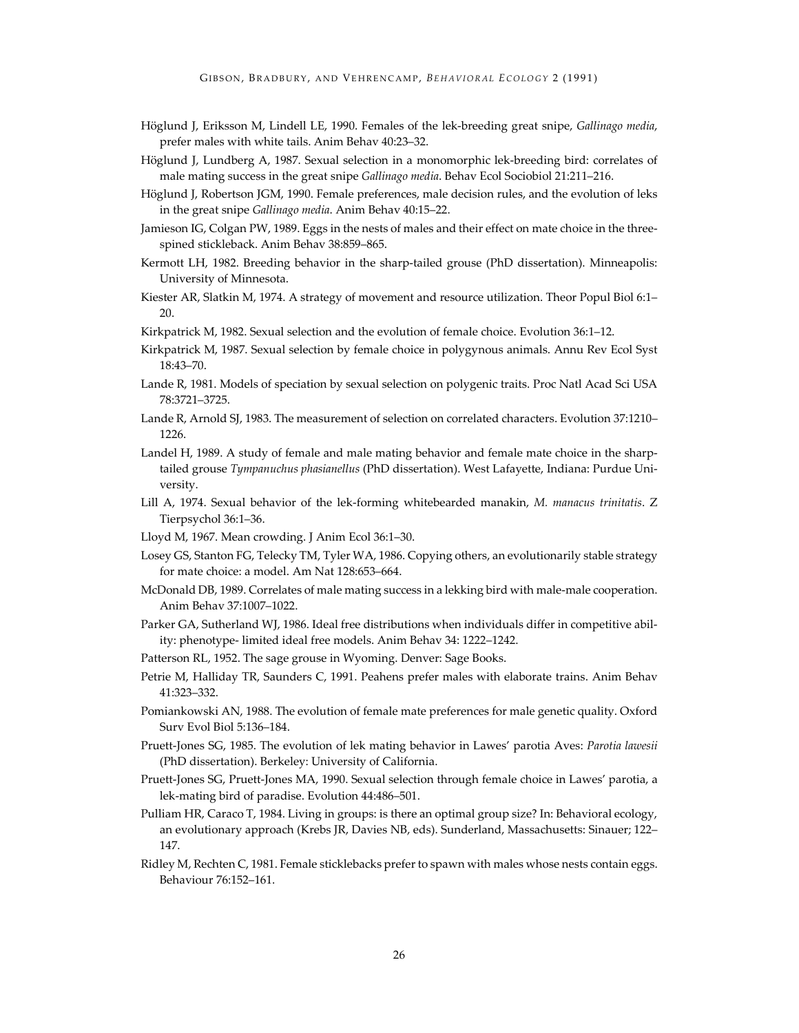Höglund J, Eriksson M, Lindell LE, 1990. Females of the lek-breeding great snipe, *Gallinago media*, prefer males with white tails. Anim Behav 40:23–32.

Höglund J, Lundberg A, 1987. Sexual selection in a monomorphic lek-breeding bird: correlates of male mating success in the great snipe *Gallinago media*. Behav Ecol Sociobiol 21:211–216.

Höglund J, Robertson JGM, 1990. Female preferences, male decision rules, and the evolution of leks in the great snipe *Gallinago media*. Anim Behav 40:15–22.

Jamieson IG, Colgan PW, 1989. Eggs in the nests of males and their effect on mate choice in the three-spined stickleback. Anim Behav 38:859–865.

Kermott LH, 1982. Breeding behavior in the sharp-tailed grouse (PhD dissertation). Minneapolis: University of Minnesota.

Kiester AR, Slatkin M, 1974. A strategy of movement and resource utilization. Theor Popul Biol 6:1–20.

Kirkpatrick M, 1982. Sexual selection and the evolution of female choice. Evolution 36:1–12.

Kirkpatrick M, 1987. Sexual selection by female choice in polygynous animals. Annu Rev Ecol Syst 18:43–70.

Lande R, 1981. Models of speciation by sexual selection on polygenic traits. Proc Natl Acad Sci USA 78:3721–3725.

Lande R, Arnold SJ, 1983. The measurement of selection on correlated characters. Evolution 37:1210–1226.

Landel H, 1989. A study of female and male mating behavior and female mate choice in the sharp-tailed grouse *Tympanuchus phasianellus* (PhD dissertation). West Lafayette, Indiana: Purdue University.

Lill A, 1974. Sexual behavior of the lek-forming whitebearded manakin, *M. manacus trinitatis*. Z Tierpsychol 36:1–36.

Lloyd M, 1967. Mean crowding. J Anim Ecol 36:1–30.

Losey GS, Stanton FG, Telecky TM, Tyler WA, 1986. Copying others, an evolutionarily stable strategy for mate choice: a model. Am Nat 128:653–664.

McDonald DB, 1989. Correlates of male mating success in a lekking bird with male-male cooperation. Anim Behav 37:1007–1022.

Parker GA, Sutherland WJ, 1986. Ideal free distributions when individuals differ in competitive ability: phenotype- limited ideal free models. Anim Behav 34: 1222–1242.

Patterson RL, 1952. The sage grouse in Wyoming. Denver: Sage Books.

Petrie M, Halliday TR, Saunders C, 1991. Peahens prefer males with elaborate trains. Anim Behav 41:323–332.

Pomiankowski AN, 1988. The evolution of female mate preferences for male genetic quality. Oxford Surv Evol Biol 5:136–184.

Pruett-Jones SG, 1985. The evolution of lek mating behavior in Lawes' parotia Aves: *Parotia lawesii* (PhD dissertation). Berkeley: University of California.

Pruett-Jones SG, Pruett-Jones MA, 1990. Sexual selection through female choice in Lawes' parotia, a lek-mating bird of paradise. Evolution 44:486–501.

Pulliam HR, Caraco T, 1984. Living in groups: is there an optimal group size? In: Behavioral ecology, an evolutionary approach (Krebs JR, Davies NB, eds). Sunderland, Massachusetts: Sinauer; 122–147.

Ridley M, Rechten C, 1981. Female sticklebacks prefer to spawn with males whose nests contain eggs. Behaviour 76:152–161.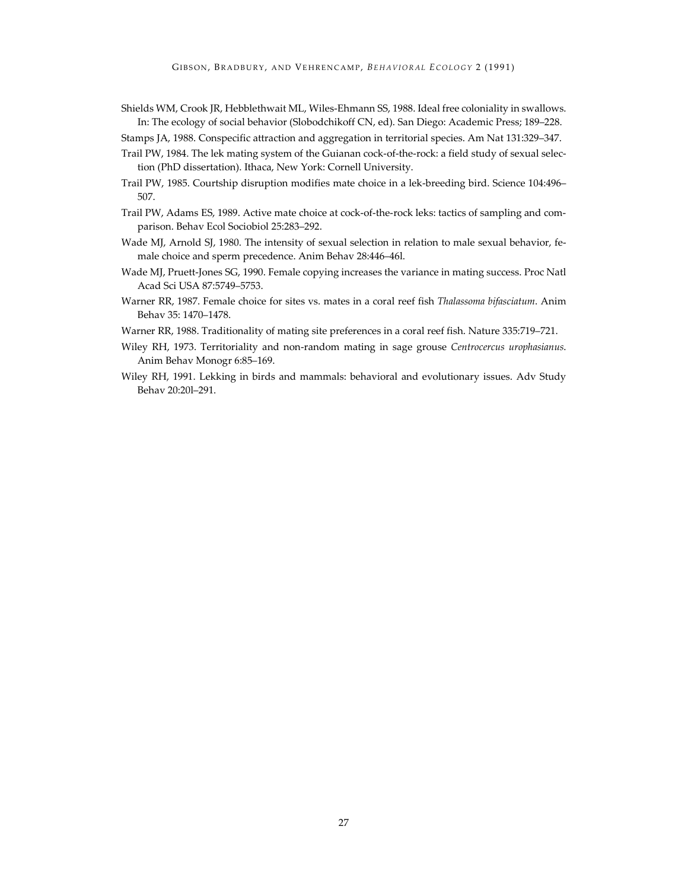Shields WM, Crook JR, Hebblethwait ML, Wiles-Ehmann SS, 1988. Ideal free coloniality in swallows. In: The ecology of social behavior (Slobodchikoff CN, ed). San Diego: Academic Press; 189–228.

Stamps JA, 1988. Conspecific attraction and aggregation in territorial species. Am Nat 131:329–347.

Trail PW, 1984. The lek mating system of the Guianan cock-of-the-rock: a field study of sexual selection (PhD dissertation). Ithaca, New York: Cornell University.

Trail PW, 1985. Courtship disruption modifies mate choice in a lek-breeding bird. Science 104:496–507.

Trail PW, Adams ES, 1989. Active mate choice at cock-of-the-rock leks: tactics of sampling and comparison. Behav Ecol Sociobiol 25:283–292.

Wade MJ, Arnold SJ, 1980. The intensity of sexual selection in relation to male sexual behavior, female choice and sperm precedence. Anim Behav 28:446–46l.

Wade MJ, Pruett-Jones SG, 1990. Female copying increases the variance in mating success. Proc Natl Acad Sci USA 87:5749–5753.

Warner RR, 1987. Female choice for sites vs. mates in a coral reef fish *Thalassoma bifasciatum*. Anim Behav 35: 1470–1478.

Warner RR, 1988. Traditionality of mating site preferences in a coral reef fish. Nature 335:719–721.

Wiley RH, 1973. Territoriality and non-random mating in sage grouse *Centrocercus urophasianus*. Anim Behav Monogr 6:85–169.

Wiley RH, 1991. Lekking in birds and mammals: behavioral and evolutionary issues. Adv Study Behav 20:20l–291.